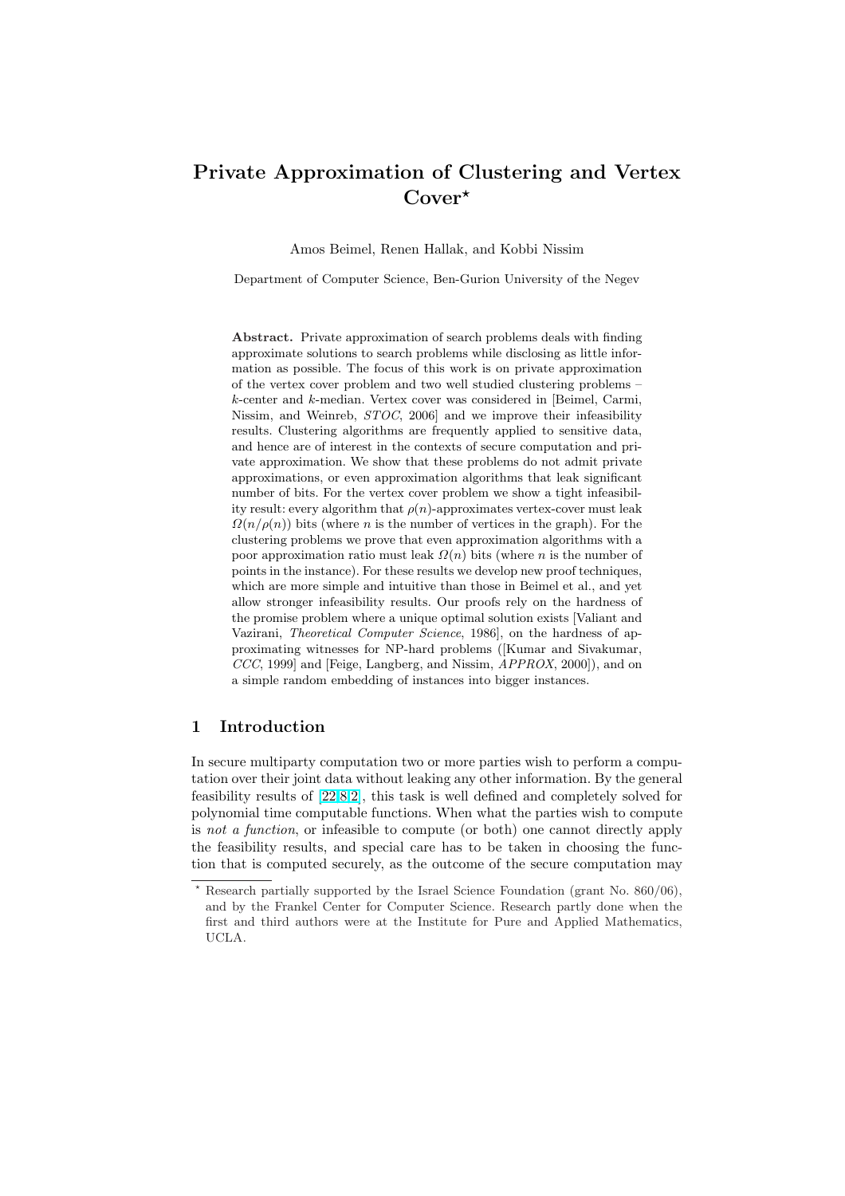# Private Approximation of Clustering and Vertex Cover*

Amos Beimel, Renen Hallak, and Kobbi Nissim

Department of Computer Science, Ben-Gurion University of the Negev

**Abstract.** Private approximation of search problems deals with finding approximate solutions to search problems while disclosing as little information as possible. The focus of this work is on private approximation of the vertex cover problem and two well studied clustering problems – $k$-center and $k$-median. Vertex cover was considered in [Beimel, Carmi, Nissim, and Weinreb, *STOC*, 2006] and we improve their infeasibility results. Clustering algorithms are frequently applied to sensitive data, and hence are of interest in the contexts of secure computation and private approximation. We show that these problems do not admit private approximations, or even approximation algorithms that leak significant number of bits. For the vertex cover problem we show a tight infeasibility result: every algorithm that $\rho(n)$-approximates vertex-cover must leak $\Omega(n/\rho(n))$ bits (where $n$ is the number of vertices in the graph). For the clustering problems we prove that even approximation algorithms with a poor approximation ratio must leak $\Omega(n)$ bits (where $n$ is the number of points in the instance). For these results we develop new proof techniques, which are more simple and intuitive than those in Beimel et al., and yet allow stronger infeasibility results. Our proofs rely on the hardness of the promise problem where a unique optimal solution exists [Valiant and Vazirani, *Theoretical Computer Science*, 1986], on the hardness of approximating witnesses for NP-hard problems ([Kumar and Sivakumar, *CCC*, 1999] and [Feige, Langberg, and Nissim, *APPROX*, 2000]), and on a simple random embedding of instances into bigger instances.

## 1 Introduction

In secure multiparty computation two or more parties wish to perform a computation over their joint data without leaking any other information. By the general feasibility results of [22,8,2], this task is well defined and completely solved for polynomial time computable functions. When what the parties wish to compute is *not a function*, or infeasible to compute (or both) one cannot directly apply the feasibility results, and special care has to be taken in choosing the function that is computed securely, as the outcome of the secure computation may

---

* Research partially supported by the Israel Science Foundation (grant No. 860/06), and by the Frankel Center for Computer Science. Research partly done when the first and third authors were at the Institute for Pure and Applied Mathematics, UCLA.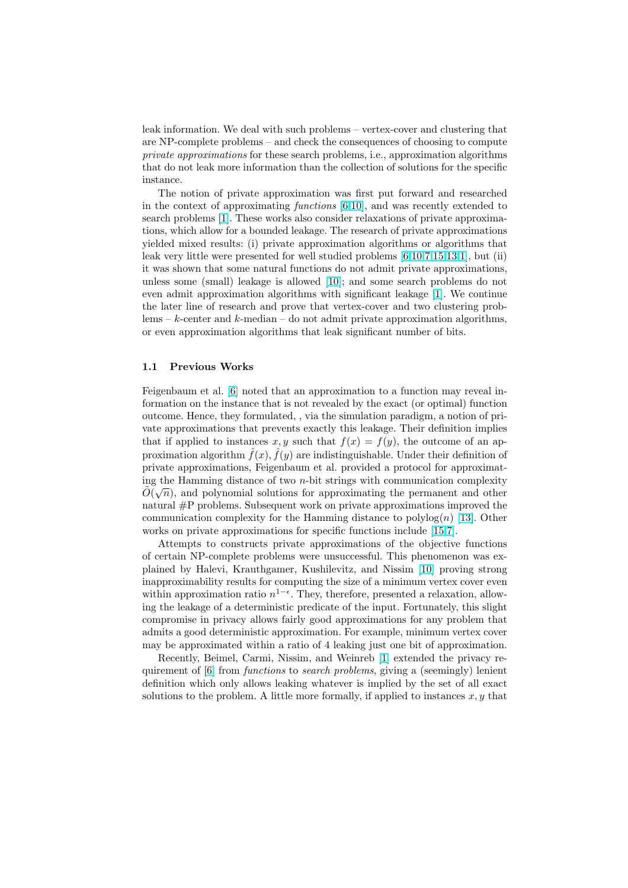leak information. We deal with such problems – vertex-cover and clustering that are NP-complete problems – and check the consequences of choosing to compute *private approximations* for these search problems, i.e., approximation algorithms that do not leak more information than the collection of solutions for the specific instance.

The notion of private approximation was first put forward and researched in the context of approximating *functions* [6,10], and was recently extended to search problems [1]. These works also consider relaxations of private approximations, which allow for a bounded leakage. The research of private approximations yielded mixed results: (i) private approximation algorithms or algorithms that leak very little were presented for well studied problems [6,10,7,15,13,1], but (ii) it was shown that some natural functions do not admit private approximations, unless some (small) leakage is allowed [10]; and some search problems do not even admit approximation algorithms with significant leakage [1]. We continue the later line of research and prove that vertex-cover and two clustering problems – $k$-center and $k$-median – do not admit private approximation algorithms, or even approximation algorithms that leak significant number of bits.

### 1.1 Previous Works

Feigenbaum et al. [6] noted that an approximation to a function may reveal information on the instance that is not revealed by the exact (or optimal) function outcome. Hence, they formulated, , via the simulation paradigm, a notion of private approximations that prevents exactly this leakage. Their definition implies that if applied to instances $x, y$ such that $f(x) = f(y)$, the outcome of an approximation algorithm $\hat{f}(x), \hat{f}(y)$ are indistinguishable. Under their definition of private approximations, Feigenbaum et al. provided a protocol for approximating the Hamming distance of two $n$-bit strings with communication complexity $\tilde{O}(\sqrt{n})$, and polynomial solutions for approximating the permanent and other natural #P problems. Subsequent work on private approximations improved the communication complexity for the Hamming distance to $\text{polylog}(n)$ [13]. Other works on private approximations for specific functions include [15,7].

Attempts to constructs private approximations of the objective functions of certain NP-complete problems were unsuccessful. This phenomenon was explained by Halevi, Krauthgamer, Kushilevitz, and Nissim [10] proving strong inapproximability results for computing the size of a minimum vertex cover even within approximation ratio $n^{1-\epsilon}$. They, therefore, presented a relaxation, allowing the leakage of a deterministic predicate of the input. Fortunately, this slight compromise in privacy allows fairly good approximations for any problem that admits a good deterministic approximation. For example, minimum vertex cover may be approximated within a ratio of 4 leaking just one bit of approximation.

Recently, Beimel, Carmi, Nissim, and Weinreb [1] extended the privacy requirement of [6] from *functions* to *search problems*, giving a (seemingly) lenient definition which only allows leaking whatever is implied by the set of all exact solutions to the problem. A little more formally, if applied to instances $x, y$ that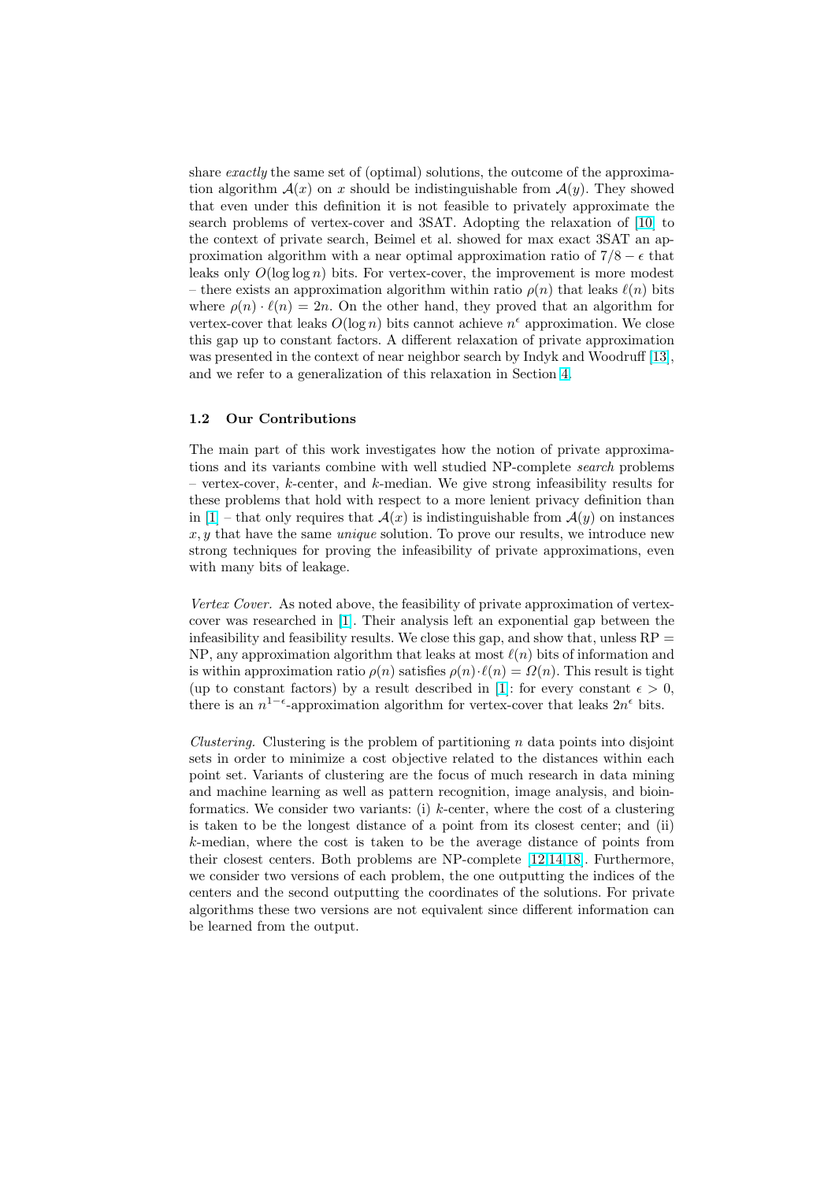share *exactly* the same set of (optimal) solutions, the outcome of the approximation algorithm $\mathcal{A}(x)$ on $x$ should be indistinguishable from $\mathcal{A}(y)$. They showed that even under this definition it is not feasible to privately approximate the search problems of vertex-cover and 3SAT. Adopting the relaxation of [10] to the context of private search, Beimel et al. showed for max exact 3SAT an approximation algorithm with a near optimal approximation ratio of $7/8 - \epsilon$ that leaks only $O(\log \log n)$ bits. For vertex-cover, the improvement is more modest – there exists an approximation algorithm within ratio $\rho(n)$ that leaks $\ell(n)$ bits where $\rho(n) \cdot \ell(n) = 2n$. On the other hand, they proved that an algorithm for vertex-cover that leaks $O(\log n)$ bits cannot achieve $n^{\epsilon}$ approximation. We close this gap up to constant factors. A different relaxation of private approximation was presented in the context of near neighbor search by Indyk and Woodruff [13], and we refer to a generalization of this relaxation in Section 4.

### 1.2 Our Contributions

The main part of this work investigates how the notion of private approximations and its variants combine with well studied NP-complete *search* problems – vertex-cover, $k$-center, and $k$-median. We give strong infeasibility results for these problems that hold with respect to a more lenient privacy definition than in [1] – that only requires that $\mathcal{A}(x)$ is indistinguishable from $\mathcal{A}(y)$ on instances $x, y$ that have the same *unique* solution. To prove our results, we introduce new strong techniques for proving the infeasibility of private approximations, even with many bits of leakage.

*Vertex Cover.* As noted above, the feasibility of private approximation of vertex-cover was researched in [1]. Their analysis left an exponential gap between the infeasibility and feasibility results. We close this gap, and show that, unless RP = NP, any approximation algorithm that leaks at most $\ell(n)$ bits of information and is within approximation ratio $\rho(n)$ satisfies $\rho(n) \cdot \ell(n) = \Omega(n)$. This result is tight (up to constant factors) by a result described in [1]: for every constant $\epsilon > 0$, there is an $n^{1-\epsilon}$-approximation algorithm for vertex-cover that leaks $2n^{\epsilon}$ bits.

*Clustering.* Clustering is the problem of partitioning $n$ data points into disjoint sets in order to minimize a cost objective related to the distances within each point set. Variants of clustering are the focus of much research in data mining and machine learning as well as pattern recognition, image analysis, and bioinformatics. We consider two variants: (i) $k$-center, where the cost of a clustering is taken to be the longest distance of a point from its closest center; and (ii) $k$-median, where the cost is taken to be the average distance of points from their closest centers. Both problems are NP-complete [12,14,18]. Furthermore, we consider two versions of each problem, the one outputting the indices of the centers and the second outputting the coordinates of the solutions. For private algorithms these two versions are not equivalent since different information can be learned from the output.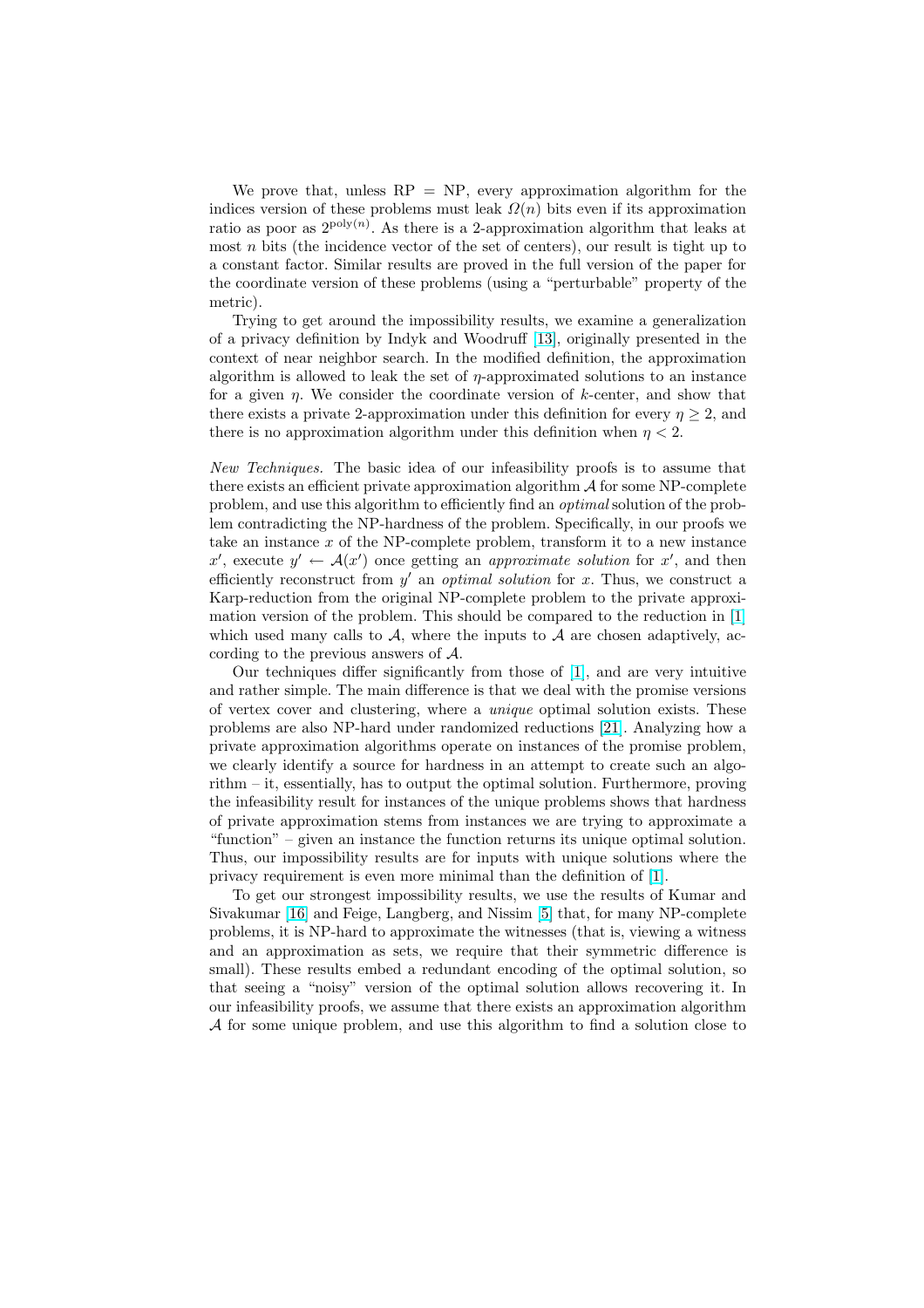We prove that, unless RP = NP, every approximation algorithm for the indices version of these problems must leak $\Omega(n)$ bits even if its approximation ratio as poor as $2^{\mathrm{poly}(n)}$. As there is a 2-approximation algorithm that leaks at most $n$ bits (the incidence vector of the set of centers), our result is tight up to a constant factor. Similar results are proved in the full version of the paper for the coordinate version of these problems (using a "perturbable" property of the metric).

Trying to get around the impossibility results, we examine a generalization of a privacy definition by Indyk and Woodruff [13], originally presented in the context of near neighbor search. In the modified definition, the approximation algorithm is allowed to leak the set of $\eta$-approximated solutions to an instance for a given $\eta$. We consider the coordinate version of $k$-center, and show that there exists a private 2-approximation under this definition for every $\eta \geq 2$, and there is no approximation algorithm under this definition when $\eta < 2$.

*New Techniques.* The basic idea of our infeasibility proofs is to assume that there exists an efficient private approximation algorithm $\mathcal{A}$ for some NP-complete problem, and use this algorithm to efficiently find an *optimal* solution of the problem contradicting the NP-hardness of the problem. Specifically, in our proofs we take an instance $x$ of the NP-complete problem, transform it to a new instance $x'$, execute $y' \leftarrow \mathcal{A}(x')$ once getting an *approximate solution* for $x'$, and then efficiently reconstruct from $y'$ an *optimal solution* for $x$. Thus, we construct a Karp-reduction from the original NP-complete problem to the private approximation version of the problem. This should be compared to the reduction in [1] which used many calls to $\mathcal{A}$, where the inputs to $\mathcal{A}$ are chosen adaptively, according to the previous answers of $\mathcal{A}$.

Our techniques differ significantly from those of [1], and are very intuitive and rather simple. The main difference is that we deal with the promise versions of vertex cover and clustering, where a *unique* optimal solution exists. These problems are also NP-hard under randomized reductions [21]. Analyzing how a private approximation algorithms operate on instances of the promise problem, we clearly identify a source for hardness in an attempt to create such an algorithm – it, essentially, has to output the optimal solution. Furthermore, proving the infeasibility result for instances of the unique problems shows that hardness of private approximation stems from instances we are trying to approximate a "function" – given an instance the function returns its unique optimal solution. Thus, our impossibility results are for inputs with unique solutions where the privacy requirement is even more minimal than the definition of [1].

To get our strongest impossibility results, we use the results of Kumar and Sivakumar [16] and Feige, Langberg, and Nissim [5] that, for many NP-complete problems, it is NP-hard to approximate the witnesses (that is, viewing a witness and an approximation as sets, we require that their symmetric difference is small). These results embed a redundant encoding of the optimal solution, so that seeing a "noisy" version of the optimal solution allows recovering it. In our infeasibility proofs, we assume that there exists an approximation algorithm $\mathcal{A}$ for some unique problem, and use this algorithm to find a solution close to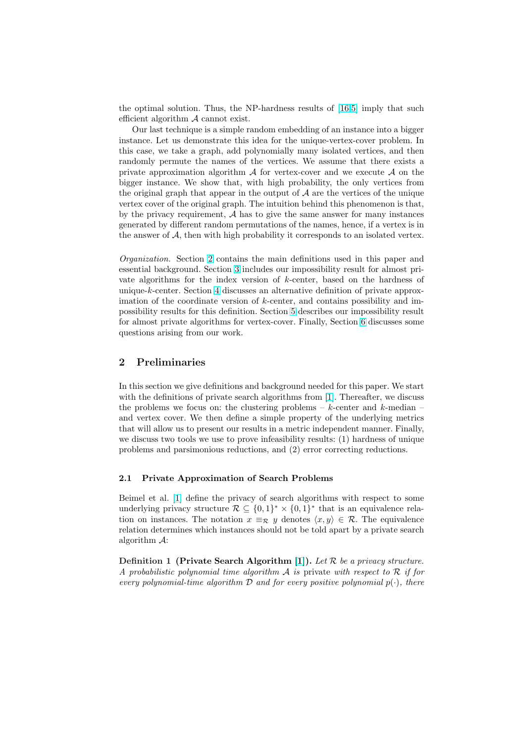the optimal solution. Thus, the NP-hardness results of [16,5] imply that such efficient algorithm $\mathcal{A}$ cannot exist.

Our last technique is a simple random embedding of an instance into a bigger instance. Let us demonstrate this idea for the unique-vertex-cover problem. In this case, we take a graph, add polynomially many isolated vertices, and then randomly permute the names of the vertices. We assume that there exists a private approximation algorithm $\mathcal{A}$ for vertex-cover and we execute $\mathcal{A}$ on the bigger instance. We show that, with high probability, the only vertices from the original graph that appear in the output of $\mathcal{A}$ are the vertices of the unique vertex cover of the original graph. The intuition behind this phenomenon is that, by the privacy requirement, $\mathcal{A}$ has to give the same answer for many instances generated by different random permutations of the names, hence, if a vertex is in the answer of $\mathcal{A}$, then with high probability it corresponds to an isolated vertex.

*Organization.* Section 2 contains the main definitions used in this paper and essential background. Section 3 includes our impossibility result for almost private algorithms for the index version of $k$-center, based on the hardness of unique-$k$-center. Section 4 discusses an alternative definition of private approximation of the coordinate version of $k$-center, and contains possibility and impossibility results for this definition. Section 5 describes our impossibility result for almost private algorithms for vertex-cover. Finally, Section 6 discusses some questions arising from our work.

## 2 Preliminaries

In this section we give definitions and background needed for this paper. We start with the definitions of private search algorithms from [1]. Thereafter, we discuss the problems we focus on: the clustering problems – $k$-center and $k$-median – and vertex cover. We then define a simple property of the underlying metrics that will allow us to present our results in a metric independent manner. Finally, we discuss two tools we use to prove infeasibility results: (1) hardness of unique problems and parsimonious reductions, and (2) error correcting reductions.

### 2.1 Private Approximation of Search Problems

Beimel et al. [1] define the privacy of search algorithms with respect to some underlying privacy structure $\mathcal{R} \subseteq \{0,1\}^* \times \{0,1\}^*$ that is an equivalence relation on instances. The notation $x \equiv_{\mathcal{R}} y$ denotes $\langle x, y \rangle \in \mathcal{R}$. The equivalence relation determines which instances should not be told apart by a private search algorithm $\mathcal{A}$:

**Definition 1 (Private Search Algorithm [1]).** *Let $\mathcal{R}$ be a privacy structure. A probabilistic polynomial time algorithm $\mathcal{A}$ is* private *with respect to $\mathcal{R}$ if for every polynomial-time algorithm $\mathcal{D}$ and for every positive polynomial $p(\cdot)$, there*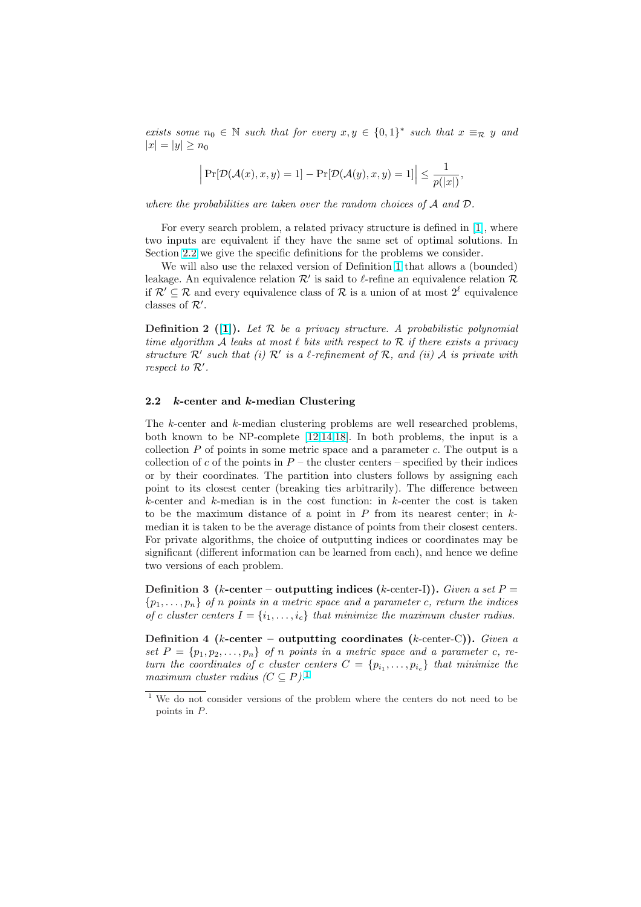*exists some $n_0 \in \mathbb{N}$ such that for every $x, y \in \{0,1\}^*$ such that $x \equiv_{\mathcal{R}} y$ and $|x| = |y| \geq n_0$*

$$\left| \Pr[\mathcal{D}(\mathcal{A}(x), x, y) = 1] - \Pr[\mathcal{D}(\mathcal{A}(y), x, y) = 1] \right| \leq \frac{1}{p(|x|)},$$

*where the probabilities are taken over the random choices of $\mathcal{A}$ and $\mathcal{D}$.*

For every search problem, a related privacy structure is defined in [1], where two inputs are equivalent if they have the same set of optimal solutions. In Section 2.2 we give the specific definitions for the problems we consider.

We will also use the relaxed version of Definition 1 that allows a (bounded) leakage. An equivalence relation $\mathcal{R}'$ is said to $\ell$-refine an equivalence relation $\mathcal{R}$ if $\mathcal{R}' \subseteq \mathcal{R}$ and every equivalence class of $\mathcal{R}$ is a union of at most $2^\ell$ equivalence classes of $\mathcal{R}'$.

**Definition 2 ([1]).** *Let $\mathcal{R}$ be a privacy structure. A probabilistic polynomial time algorithm $\mathcal{A}$ leaks at most $\ell$ bits with respect to $\mathcal{R}$ if there exists a privacy structure $\mathcal{R}'$ such that (i) $\mathcal{R}'$ is a $\ell$-refinement of $\mathcal{R}$, and (ii) $\mathcal{A}$ is private with respect to $\mathcal{R}'$.*

### 2.2 $k$-center and $k$-median Clustering

The $k$-center and $k$-median clustering problems are well researched problems, both known to be NP-complete [12,14,18]. In both problems, the input is a collection $P$ of points in some metric space and a parameter $c$. The output is a collection of $c$ of the points in $P$ – the cluster centers – specified by their indices or by their coordinates. The partition into clusters follows by assigning each point to its closest center (breaking ties arbitrarily). The difference between $k$-center and $k$-median is in the cost function: in $k$-center the cost is taken to be the maximum distance of a point in $P$ from its nearest center; in $k$-median it is taken to be the average distance of points from their closest centers. For private algorithms, the choice of outputting indices or coordinates may be significant (different information can be learned from each), and hence we define two versions of each problem.

**Definition 3 ($k$-center – outputting indices ($k$-center-I)).** *Given a set $P = \{p_1, \ldots, p_n\}$ of $n$ points in a metric space and a parameter $c$, return the indices of $c$ cluster centers $I = \{i_1, \ldots, i_c\}$ that minimize the maximum cluster radius.*

**Definition 4 ($k$-center – outputting coordinates ($k$-center-C)).** *Given a set $P = \{p_1, p_2, \ldots, p_n\}$ of $n$ points in a metric space and a parameter $c$, return the coordinates of $c$ cluster centers $C = \{p_{i_1}, \ldots, p_{i_c}\}$ that minimize the maximum cluster radius ($C \subseteq P$).*[1]

[1] We do not consider versions of the problem where the centers do not need to be points in $P$.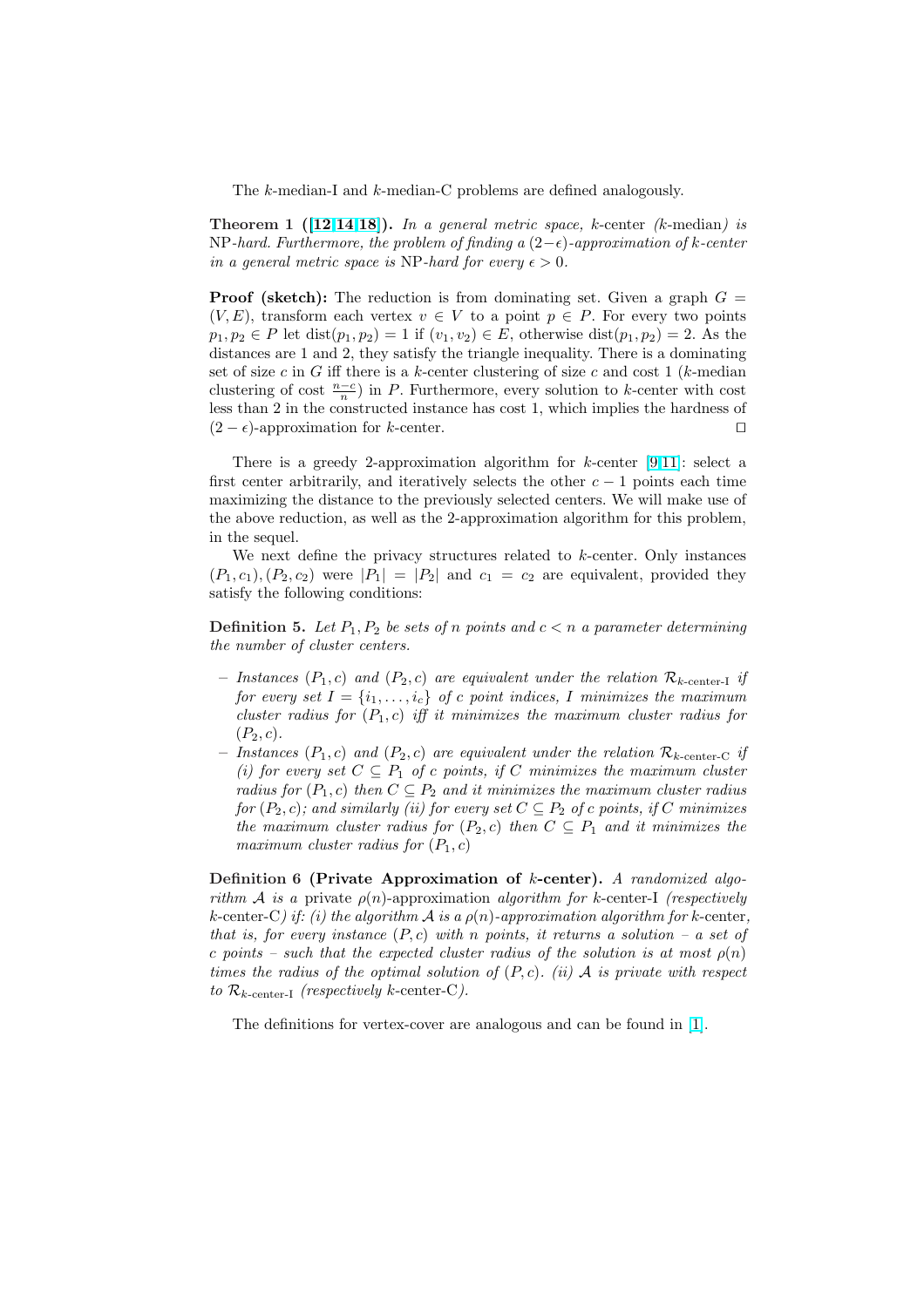The $k$-median-I and $k$-median-C problems are defined analogously.

**Theorem 1 ([12,14,18]).** *In a general metric space, $k$-center ($k$-median) is NP-hard. Furthermore, the problem of finding a $(2-\epsilon)$-approximation of $k$-center in a general metric space is NP-hard for every $\epsilon > 0$.*

**Proof (sketch):** The reduction is from dominating set. Given a graph $G = (V, E)$, transform each vertex $v \in V$ to a point $p \in P$. For every two points $p_1, p_2 \in P$ let $\text{dist}(p_1, p_2) = 1$ if $(v_1, v_2) \in E$, otherwise $\text{dist}(p_1, p_2) = 2$. As the distances are 1 and 2, they satisfy the triangle inequality. There is a dominating set of size $c$ in $G$ iff there is a $k$-center clustering of size $c$ and cost 1 ($k$-median clustering of cost $\frac{n-c}{n}$) in $P$. Furthermore, every solution to $k$-center with cost less than 2 in the constructed instance has cost 1, which implies the hardness of $(2-\epsilon)$-approximation for $k$-center. $\square$

There is a greedy 2-approximation algorithm for $k$-center [9,11]: select a first center arbitrarily, and iteratively selects the other $c - 1$ points each time maximizing the distance to the previously selected centers. We will make use of the above reduction, as well as the 2-approximation algorithm for this problem, in the sequel.

We next define the privacy structures related to $k$-center. Only instances $(P_1, c_1), (P_2, c_2)$ were $|P_1| = |P_2|$ and $c_1 = c_2$ are equivalent, provided they satisfy the following conditions:

**Definition 5.** *Let $P_1, P_2$ be sets of $n$ points and $c < n$ a parameter determining the number of cluster centers.*

- *Instances $(P_1, c)$ and $(P_2, c)$ are equivalent under the relation $\mathcal{R}_{k\text{-center-I}}$ if for every set $I = \{i_1, \ldots, i_c\}$ of $c$ point indices, $I$ minimizes the maximum cluster radius for $(P_1, c)$ iff it minimizes the maximum cluster radius for $(P_2, c)$.*
- *Instances $(P_1, c)$ and $(P_2, c)$ are equivalent under the relation $\mathcal{R}_{k\text{-center-C}}$ if (i) for every set $C \subseteq P_1$ of $c$ points, if $C$ minimizes the maximum cluster radius for $(P_1, c)$ then $C \subseteq P_2$ and it minimizes the maximum cluster radius for $(P_2, c)$; and similarly (ii) for every set $C \subseteq P_2$ of $c$ points, if $C$ minimizes the maximum cluster radius for $(P_2, c)$ then $C \subseteq P_1$ and it minimizes the maximum cluster radius for $(P_1, c)$*

**Definition 6 (Private Approximation of $k$-center).** *A randomized algorithm $\mathcal{A}$ is a* private $\rho(n)$-approximation *algorithm for* $k$-center-I *(respectively* $k$-center-C*) if: (i) the algorithm $\mathcal{A}$ is a $\rho(n)$-approximation algorithm for* $k$-center*, that is, for every instance $(P, c)$ with $n$ points, it returns a solution – a set of $c$ points – such that the expected cluster radius of the solution is at most $\rho(n)$ times the radius of the optimal solution of $(P, c)$. (ii) $\mathcal{A}$ is private with respect to $\mathcal{R}_{k\text{-center-I}}$ (respectively* $k$-center-C*).*

The definitions for vertex-cover are analogous and can be found in [1].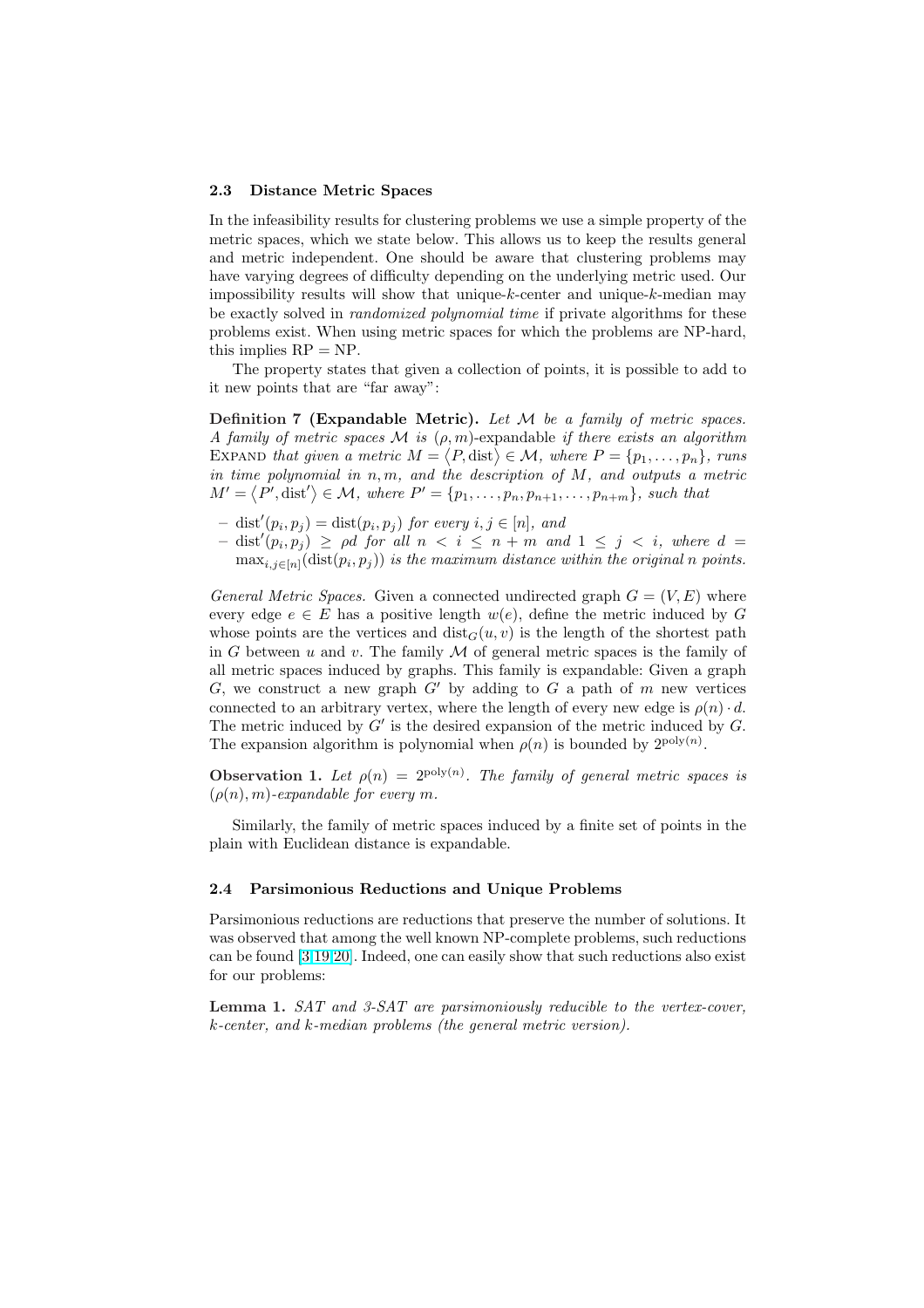### 2.3 Distance Metric Spaces

In the infeasibility results for clustering problems we use a simple property of the metric spaces, which we state below. This allows us to keep the results general and metric independent. One should be aware that clustering problems may have varying degrees of difficulty depending on the underlying metric used. Our impossibility results will show that unique-$k$-center and unique-$k$-median may be exactly solved in *randomized polynomial time* if private algorithms for these problems exist. When using metric spaces for which the problems are NP-hard, this implies RP = NP.

The property states that given a collection of points, it is possible to add to it new points that are "far away":

**Definition 7 (Expandable Metric).** *Let $\mathcal{M}$ be a family of metric spaces. A family of metric spaces $\mathcal{M}$ is $(\rho, m)$-expandable if there exists an algorithm* Expand *that given a metric $M = \langle P, \text{dist} \rangle \in \mathcal{M}$, where $P = \{p_1, \ldots, p_n\}$, runs in time polynomial in $n, m$, and the description of $M$, and outputs a metric $M' = \langle P', \text{dist}' \rangle \in \mathcal{M}$, where $P' = \{p_1, \ldots, p_n, p_{n+1}, \ldots, p_{n+m}\}$, such that*

- *$\text{dist}'(p_i, p_j) = \text{dist}(p_i, p_j)$ for every $i, j \in [n]$, and*
- *$\text{dist}'(p_i, p_j) \geq \rho d$ for all $n < i \leq n + m$ and $1 \leq j < i$, where $d = \max_{i,j \in [n]}(\text{dist}(p_i, p_j))$ is the maximum distance within the original $n$ points.*

*General Metric Spaces.* Given a connected undirected graph $G = (V, E)$ where every edge $e \in E$ has a positive length $w(e)$, define the metric induced by $G$ whose points are the vertices and $\text{dist}_G(u, v)$ is the length of the shortest path in $G$ between $u$ and $v$. The family $\mathcal{M}$ of general metric spaces is the family of all metric spaces induced by graphs. This family is expandable: Given a graph $G$, we construct a new graph $G'$ by adding to $G$ a path of $m$ new vertices connected to an arbitrary vertex, where the length of every new edge is $\rho(n) \cdot d$. The metric induced by $G'$ is the desired expansion of the metric induced by $G$. The expansion algorithm is polynomial when $\rho(n)$ is bounded by $2^{\text{poly}(n)}$.

**Observation 1.** *Let $\rho(n) = 2^{\text{poly}(n)}$. The family of general metric spaces is $(\rho(n), m)$-expandable for every $m$.*

Similarly, the family of metric spaces induced by a finite set of points in the plain with Euclidean distance is expandable.

### 2.4 Parsimonious Reductions and Unique Problems

Parsimonious reductions are reductions that preserve the number of solutions. It was observed that among the well known NP-complete problems, such reductions can be found [3,19,20]. Indeed, one can easily show that such reductions also exist for our problems:

**Lemma 1.** *SAT and 3-SAT are parsimoniously reducible to the vertex-cover, $k$-center, and $k$-median problems (the general metric version).*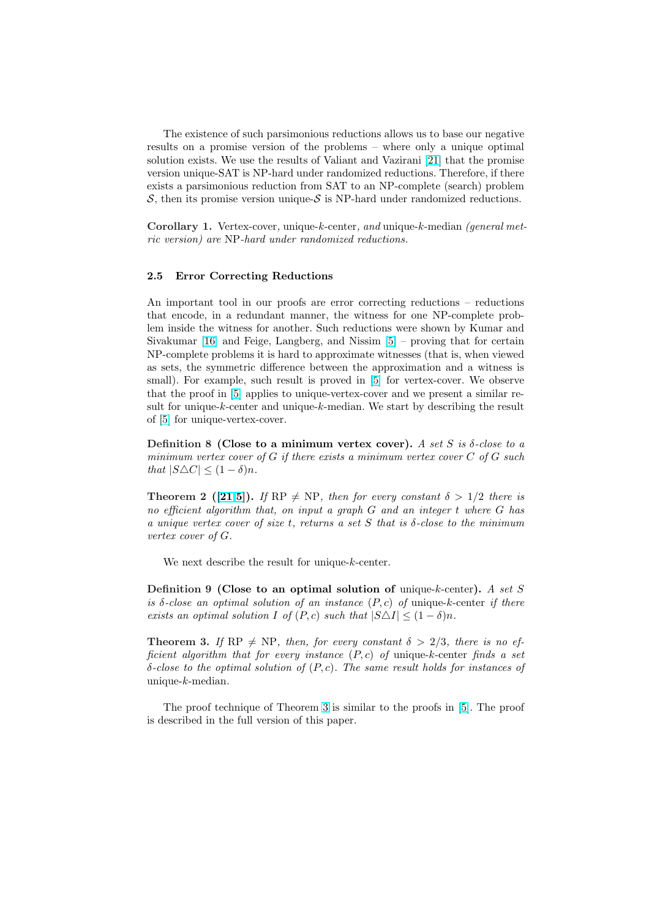The existence of such parsimonious reductions allows us to base our negative results on a promise version of the problems – where only a unique optimal solution exists. We use the results of Valiant and Vazirani [21] that the promise version unique-SAT is NP-hard under randomized reductions. Therefore, if there exists a parsimonious reduction from SAT to an NP-complete (search) problem $\mathcal{S}$, then its promise version unique-$\mathcal{S}$ is NP-hard under randomized reductions.

**Corollary 1.** *Vertex-cover, unique-$k$-center, and unique-$k$-median (general metric version) are NP-hard under randomized reductions.*

### 2.5 Error Correcting Reductions

An important tool in our proofs are error correcting reductions – reductions that encode, in a redundant manner, the witness for one NP-complete problem inside the witness for another. Such reductions were shown by Kumar and Sivakumar [16] and Feige, Langberg, and Nissim [5] – proving that for certain NP-complete problems it is hard to approximate witnesses (that is, when viewed as sets, the symmetric difference between the approximation and a witness is small). For example, such result is proved in [5] for vertex-cover. We observe that the proof in [5] applies to unique-vertex-cover and we present a similar result for unique-$k$-center and unique-$k$-median. We start by describing the result of [5] for unique-vertex-cover.

**Definition 8 (Close to a minimum vertex cover).** *A set $S$ is $\delta$-close to a minimum vertex cover of $G$ if there exists a minimum vertex cover $C$ of $G$ such that $|S \triangle C| \leq (1-\delta)n$.*

**Theorem 2 ([21,5]).** *If $\mathrm{RP} \neq \mathrm{NP}$, then for every constant $\delta > 1/2$ there is no efficient algorithm that, on input a graph $G$ and an integer $t$ where $G$ has a unique vertex cover of size $t$, returns a set $S$ that is $\delta$-close to the minimum vertex cover of $G$.*

We next describe the result for unique-$k$-center.

**Definition 9 (Close to an optimal solution of unique-$k$-center).** *A set $S$ is $\delta$-close an optimal solution of an instance $(P, c)$ of unique-$k$-center if there exists an optimal solution $I$ of $(P, c)$ such that $|S \triangle I| \leq (1-\delta)n$.*

**Theorem 3.** *If $\mathrm{RP} \neq \mathrm{NP}$, then, for every constant $\delta > 2/3$, there is no efficient algorithm that for every instance $(P, c)$ of unique-$k$-center finds a set $\delta$-close to the optimal solution of $(P, c)$. The same result holds for instances of unique-$k$-median.*

The proof technique of Theorem 3 is similar to the proofs in [5]. The proof is described in the full version of this paper.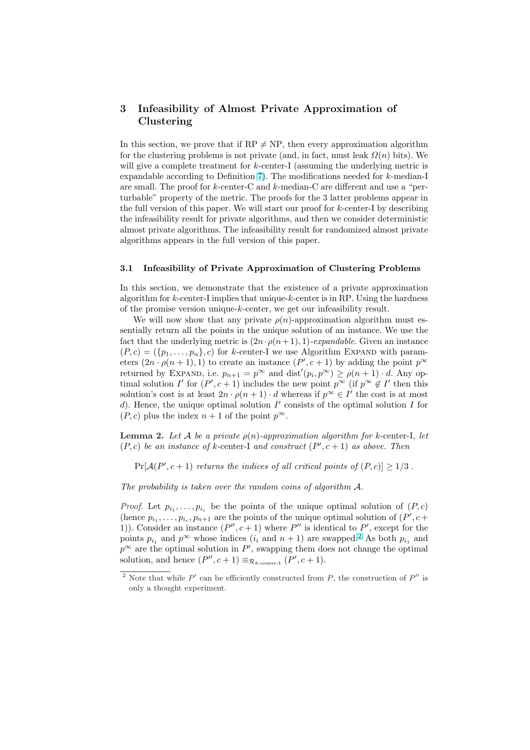## 3 Infeasibility of Almost Private Approximation of Clustering

In this section, we prove that if RP $\neq$ NP, then every approximation algorithm for the clustering problems is not private (and, in fact, must leak $\Omega(n)$ bits). We will give a complete treatment for $k$-center-I (assuming the underlying metric is expandable according to Definition 7). The modifications needed for $k$-median-I are small. The proof for $k$-center-C and $k$-median-C are different and use a "perturbable" property of the metric. The proofs for the 3 latter problems appear in the full version of this paper. We will start our proof for $k$-center-I by describing the infeasibility result for private algorithms, and then we consider deterministic almost private algorithms. The infeasibility result for randomized almost private algorithms appears in the full version of this paper.

### 3.1 Infeasibility of Private Approximation of Clustering Problems

In this section, we demonstrate that the existence of a private approximation algorithm for $k$-center-I implies that unique-$k$-center is in RP. Using the hardness of the promise version unique-$k$-center, we get our infeasibility result.

We will now show that any private $\rho(n)$-approximation algorithm must essentially return all the points in the unique solution of an instance. We use the fact that the underlying metric is $(2n \cdot \rho(n+1), 1)$-*expandable*. Given an instance $(P, c) = (\{p_1, \ldots, p_n\}, c)$ for $k$-center-I we use Algorithm Expand with parameters $(2n \cdot \rho(n+1), 1)$ to create an instance $(P', c+1)$ by adding the point $p^\infty$ returned by Expand, i.e. $p_{n+1} = p^\infty$ and $\text{dist}'(p_i, p^\infty) \geq \rho(n+1) \cdot d$. Any optimal solution $I'$ for $(P', c+1)$ includes the new point $p^\infty$ (if $p^\infty \notin I'$ then this solution's cost is at least $2n \cdot \rho(n+1) \cdot d$ whereas if $p^\infty \in I'$ the cost is at most $d$). Hence, the unique optimal solution $I'$ consists of the optimal solution $I$ for $(P, c)$ plus the index $n+1$ of the point $p^\infty$.

**Lemma 2.** *Let $\mathcal{A}$ be a private $\rho(n)$-approximation algorithm for* $k$-center-I*, let $(P, c)$ be an instance of* $k$-center-I *and construct $(P', c+1)$ as above. Then*

$$\Pr[\mathcal{A}(P', c+1) \text{ returns the indices of all critical points of } (P, c)] \geq 1/3 .$$

*The probability is taken over the random coins of algorithm $\mathcal{A}$.*

*Proof.* Let $p_{i_1}, \ldots, p_{i_c}$ be the points of the unique optimal solution of $(P, c)$ (hence $p_{i_1}, \ldots, p_{i_c}, p_{n+1}$ are the points of the unique optimal solution of $(P', c+1)$). Consider an instance $(P'', c+1)$ where $P''$ is identical to $P'$, except for the points $p_{i_1}$ and $p^\infty$ whose indices ($i_i$ and $n+1$) are swapped.[2] As both $p_{i_1}$ and $p^\infty$ are the optimal solution in $P'$, swapping them does not change the optimal solution, and hence $(P'', c+1) \equiv_{\mathcal{R}_{k\text{-center-I}}} (P', c+1)$.

[2] Note that while $P'$ can be efficiently constructed from $P$, the construction of $P''$ is only a thought experiment.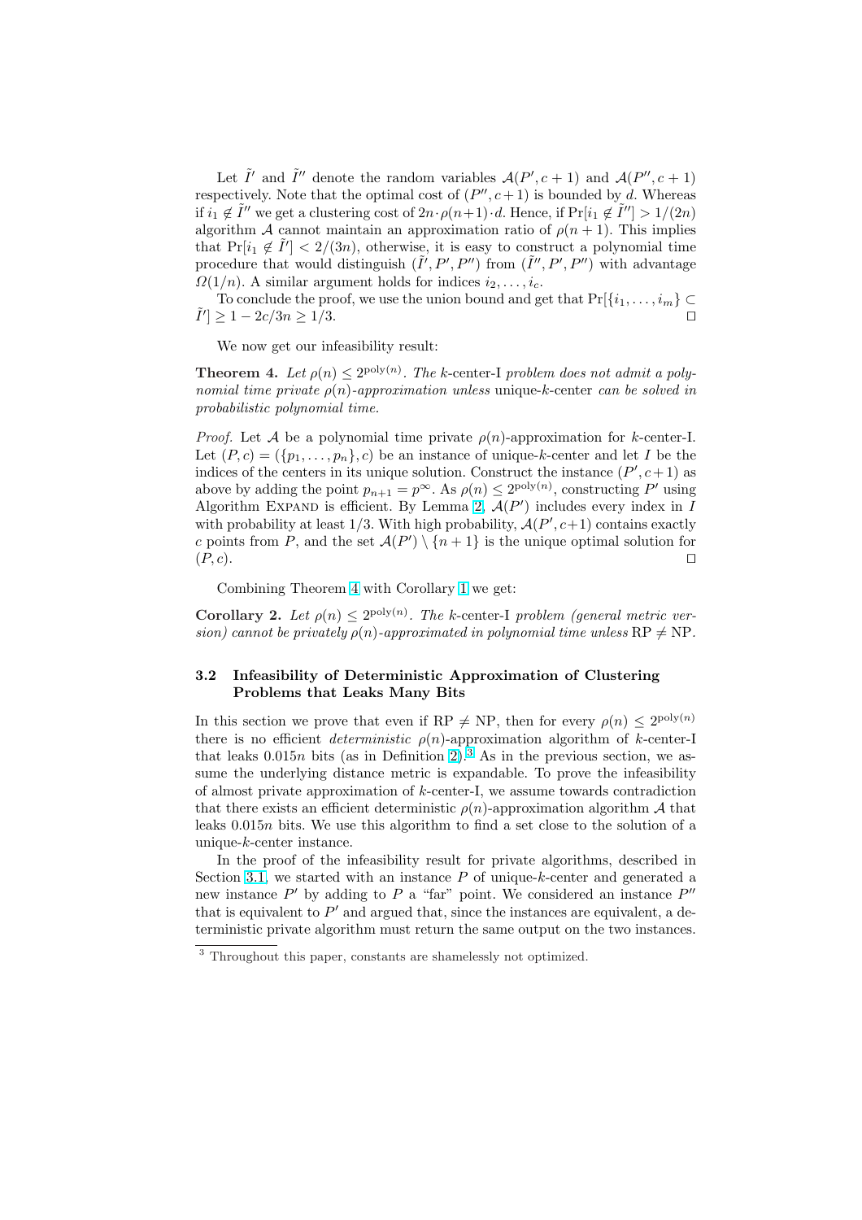Let $\tilde{I}'$ and $\tilde{I}''$ denote the random variables $\mathcal{A}(P', c+1)$ and $\mathcal{A}(P'', c+1)$ respectively. Note that the optimal cost of $(P'', c+1)$ is bounded by $d$. Whereas if $i_1 \notin \tilde{I}''$ we get a clustering cost of $2n \cdot \rho(n+1) \cdot d$. Hence, if $\Pr[i_1 \notin \tilde{I}''] > 1/(2n)$ algorithm $\mathcal{A}$ cannot maintain an approximation ratio of $\rho(n+1)$. This implies that $\Pr[i_1 \notin \tilde{I}'] < 2/(3n)$, otherwise, it is easy to construct a polynomial time procedure that would distinguish $(\tilde{I}', P', P'')$ from $(\tilde{I}'', P', P'')$ with advantage $\Omega(1/n)$. A similar argument holds for indices $i_2, \ldots, i_c$.

To conclude the proof, we use the union bound and get that $\Pr[\{i_1, \ldots, i_m\} \subset \tilde{I}'] \geq 1 - 2c/3n \geq 1/3$. □

We now get our infeasibility result:

**Theorem 4.** *Let $\rho(n) \leq 2^{\mathrm{poly}(n)}$. The* k-center-I *problem does not admit a polynomial time private $\rho(n)$-approximation unless* unique-$k$-center *can be solved in probabilistic polynomial time.*

*Proof.* Let $\mathcal{A}$ be a polynomial time private $\rho(n)$-approximation for $k$-center-I. Let $(P, c) = (\{p_1, \ldots, p_n\}, c)$ be an instance of unique-$k$-center and let $I$ be the indices of the centers in its unique solution. Construct the instance $(P', c+1)$ as above by adding the point $p_{n+1} = p^{\infty}$. As $\rho(n) \leq 2^{\mathrm{poly}(n)}$, constructing $P'$ using Algorithm Expand is efficient. By Lemma 2, $\mathcal{A}(P')$ includes every index in $I$ with probability at least $1/3$. With high probability, $\mathcal{A}(P', c+1)$ contains exactly $c$ points from $P$, and the set $\mathcal{A}(P') \setminus \{n+1\}$ is the unique optimal solution for $(P, c)$. □

Combining Theorem 4 with Corollary 1 we get:

**Corollary 2.** *Let $\rho(n) \leq 2^{\mathrm{poly}(n)}$. The* k-center-I *problem (general metric version) cannot be privately $\rho(n)$-approximated in polynomial time unless* $\mathrm{RP} \neq \mathrm{NP}$.

### 3.2 Infeasibility of Deterministic Approximation of Clustering Problems that Leaks Many Bits

In this section we prove that even if $\mathrm{RP} \neq \mathrm{NP}$, then for every $\rho(n) \leq 2^{\mathrm{poly}(n)}$ there is no efficient *deterministic* $\rho(n)$-approximation algorithm of $k$-center-I that leaks $0.015n$ bits (as in Definition 2).[3] As in the previous section, we assume the underlying distance metric is expandable. To prove the infeasibility of almost private approximation of $k$-center-I, we assume towards contradiction that there exists an efficient deterministic $\rho(n)$-approximation algorithm $\mathcal{A}$ that leaks $0.015n$ bits. We use this algorithm to find a set close to the solution of a unique-$k$-center instance.

In the proof of the infeasibility result for private algorithms, described in Section 3.1, we started with an instance $P$ of unique-$k$-center and generated a new instance $P'$ by adding to $P$ a "far" point. We considered an instance $P''$ that is equivalent to $P'$ and argued that, since the instances are equivalent, a deterministic private algorithm must return the same output on the two instances.

[3] Throughout this paper, constants are shamelessly not optimized.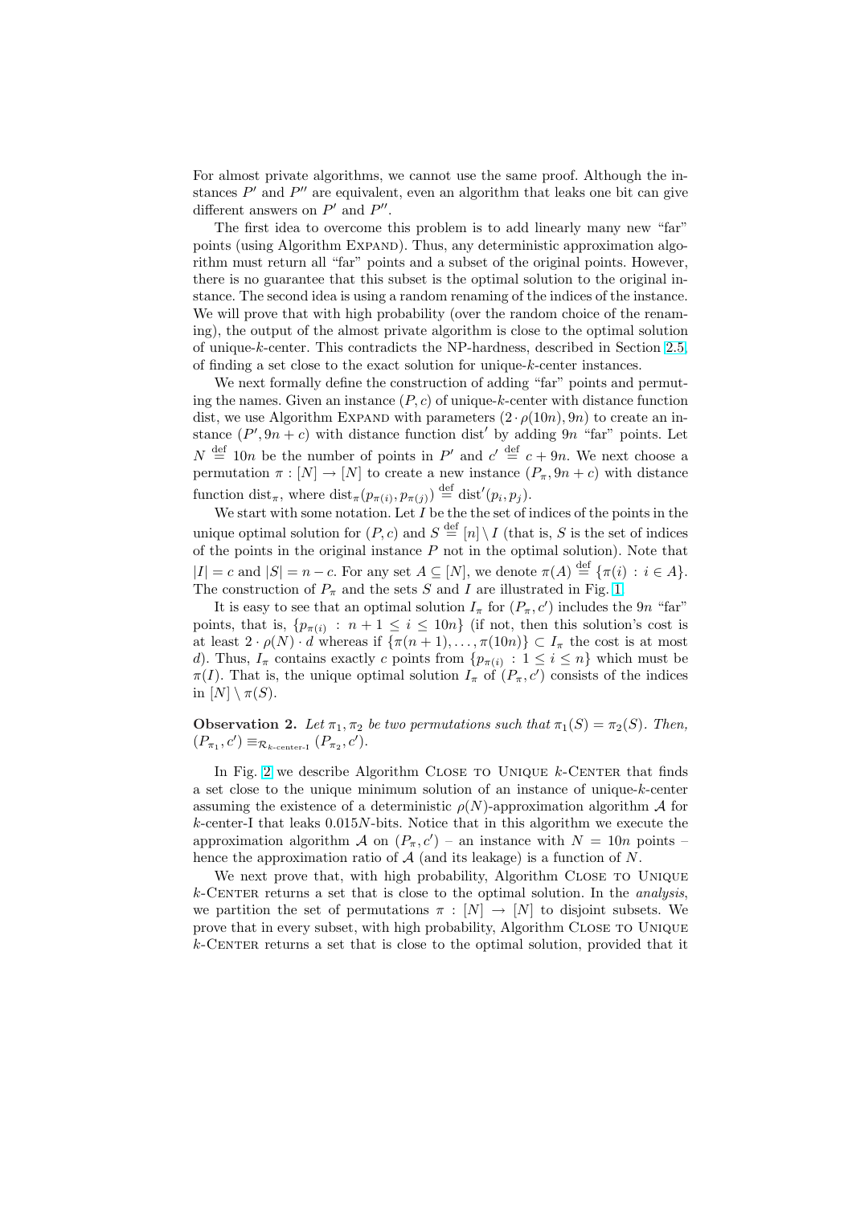For almost private algorithms, we cannot use the same proof. Although the instances $P'$ and $P''$ are equivalent, even an algorithm that leaks one bit can give different answers on $P'$ and $P''$.

The first idea to overcome this problem is to add linearly many new "far" points (using Algorithm Expand). Thus, any deterministic approximation algorithm must return all "far" points and a subset of the original points. However, there is no guarantee that this subset is the optimal solution to the original instance. The second idea is using a random renaming of the indices of the instance. We will prove that with high probability (over the random choice of the renaming), the output of the almost private algorithm is close to the optimal solution of unique-$k$-center. This contradicts the NP-hardness, described in Section 2.5, of finding a set close to the exact solution for unique-$k$-center instances.

We next formally define the construction of adding "far" points and permuting the names. Given an instance $(P, c)$ of unique-$k$-center with distance function dist, we use Algorithm Expand with parameters $(2 \cdot \rho(10n), 9n)$ to create an instance $(P', 9n + c)$ with distance function $\text{dist}'$ by adding $9n$ "far" points. Let $N \stackrel{\text{def}}{=} 10n$ be the number of points in $P'$ and $c' \stackrel{\text{def}}{=} c + 9n$. We next choose a permutation $\pi : [N] \to [N]$ to create a new instance $(P_\pi, 9n + c)$ with distance function $\text{dist}_\pi$, where $\text{dist}_\pi(p_{\pi(i)}, p_{\pi(j)}) \stackrel{\text{def}}{=} \text{dist}'(p_i, p_j)$.

We start with some notation. Let $I$ be the the set of indices of the points in the unique optimal solution for $(P, c)$ and $S \stackrel{\text{def}}{=} [n] \setminus I$ (that is, $S$ is the set of indices of the points in the original instance $P$ not in the optimal solution). Note that $|I| = c$ and $|S| = n - c$. For any set $A \subseteq [N]$, we denote $\pi(A) \stackrel{\text{def}}{=} \{\pi(i) : i \in A\}$. The construction of $P_\pi$ and the sets $S$ and $I$ are illustrated in Fig. 1.

It is easy to see that an optimal solution $I_\pi$ for $(P_\pi, c')$ includes the $9n$ "far" points, that is, $\{p_{\pi(i)} : n + 1 \leq i \leq 10n\}$ (if not, then this solution's cost is at least $2 \cdot \rho(N) \cdot d$ whereas if $\{\pi(n + 1), \ldots, \pi(10n)\} \subset I_\pi$ the cost is at most $d$). Thus, $I_\pi$ contains exactly $c$ points from $\{p_{\pi(i)} : 1 \leq i \leq n\}$ which must be $\pi(I)$. That is, the unique optimal solution $I_\pi$ of $(P_\pi, c')$ consists of the indices in $[N] \setminus \pi(S)$.

**Observation 2.** *Let $\pi_1, \pi_2$ be two permutations such that $\pi_1(S) = \pi_2(S)$. Then, $(P_{\pi_1}, c') \equiv_{\mathcal{R}_{k\text{-center-I}}} (P_{\pi_2}, c')$.*

In Fig. 2 we describe Algorithm Close to Unique $k$-Center that finds a set close to the unique minimum solution of an instance of unique-$k$-center assuming the existence of a deterministic $\rho(N)$-approximation algorithm $\mathcal{A}$ for $k$-center-I that leaks $0.015N$-bits. Notice that in this algorithm we execute the approximation algorithm $\mathcal{A}$ on $(P_\pi, c')$ – an instance with $N = 10n$ points – hence the approximation ratio of $\mathcal{A}$ (and its leakage) is a function of $N$.

We next prove that, with high probability, Algorithm Close to Unique $k$-Center returns a set that is close to the optimal solution. In the *analysis*, we partition the set of permutations $\pi : [N] \to [N]$ to disjoint subsets. We prove that in every subset, with high probability, Algorithm Close to Unique $k$-Center returns a set that is close to the optimal solution, provided that it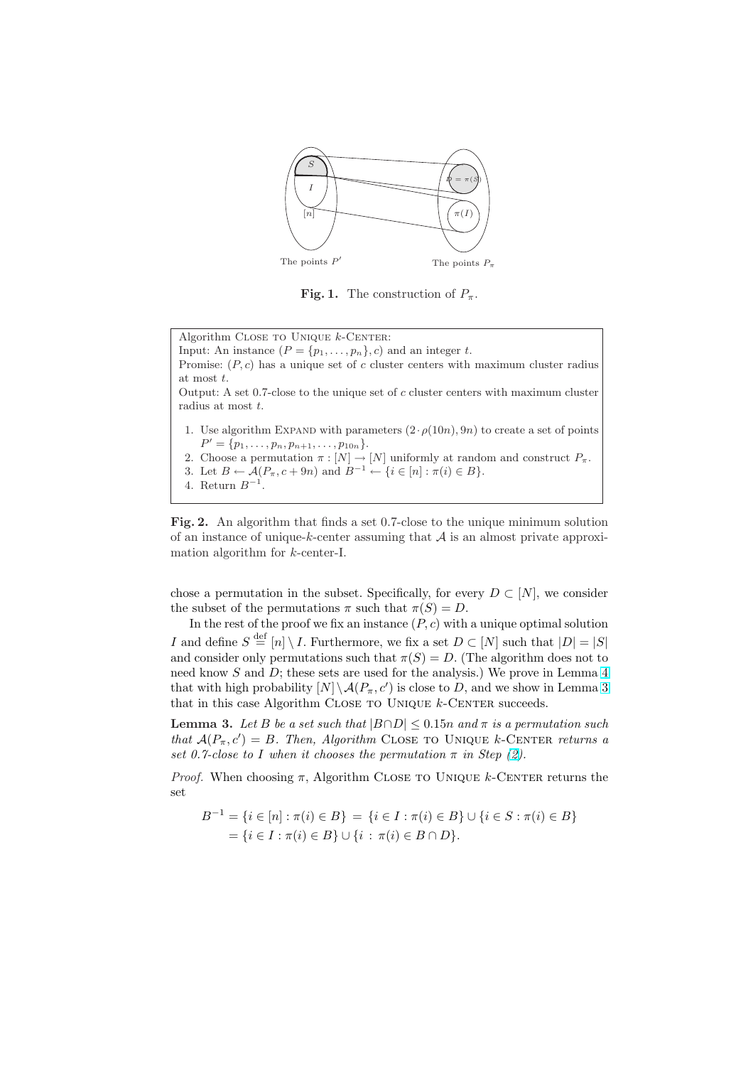The points $P'$ The points $P_\pi$

**Fig. 1.** The construction of $P_\pi$.

Algorithm Close to Unique $k$-Center:
Input: An instance $(P = \{p_1, \ldots, p_n\}, c)$ and an integer $t$.
Promise: $(P, c)$ has a unique set of $c$ cluster centers with maximum cluster radius at most $t$.
Output: A set 0.7-close to the unique set of $c$ cluster centers with maximum cluster radius at most $t$.

1. Use algorithm Expand with parameters $(2 \cdot \rho(10n), 9n)$ to create a set of points $P' = \{p_1, \ldots, p_n, p_{n+1}, \ldots, p_{10n}\}$.
2. Choose a permutation $\pi : [N] \to [N]$ uniformly at random and construct $P_\pi$.
3. Let $B \leftarrow \mathcal{A}(P_\pi, c + 9n)$ and $B^{-1} \leftarrow \{i \in [n] : \pi(i) \in B\}$.
4. Return $B^{-1}$.

**Fig. 2.** An algorithm that finds a set 0.7-close to the unique minimum solution of an instance of unique-$k$-center assuming that $\mathcal{A}$ is an almost private approximation algorithm for $k$-center-I.

chose a permutation in the subset. Specifically, for every $D \subset [N]$, we consider the subset of the permutations $\pi$ such that $\pi(S) = D$.

In the rest of the proof we fix an instance $(P, c)$ with a unique optimal solution $I$ and define $S \stackrel{\text{def}}{=} [n] \setminus I$. Furthermore, we fix a set $D \subset [N]$ such that $|D| = |S|$ and consider only permutations such that $\pi(S) = D$. (The algorithm does not to need know $S$ and $D$; these sets are used for the analysis.) We prove in Lemma 4 that with high probability $[N] \setminus \mathcal{A}(P_\pi, c')$ is close to $D$, and we show in Lemma 3 that in this case Algorithm Close to Unique $k$-Center succeeds.

**Lemma 3.** *Let $B$ be a set such that $|B \cap D| \leq 0.15n$ and $\pi$ is a permutation such that $\mathcal{A}(P_\pi, c') = B$. Then, Algorithm* Close to Unique $k$-Center *returns a set 0.7-close to $I$ when it chooses the permutation $\pi$ in Step (2).*

*Proof.* When choosing $\pi$, Algorithm Close to Unique $k$-Center returns the set

$$
\begin{aligned}
B^{-1} &= \{i \in [n] : \pi(i) \in B\} = \{i \in I : \pi(i) \in B\} \cup \{i \in S : \pi(i) \in B\} \\
&= \{i \in I : \pi(i) \in B\} \cup \{i : \pi(i) \in B \cap D\}.
\end{aligned}
$$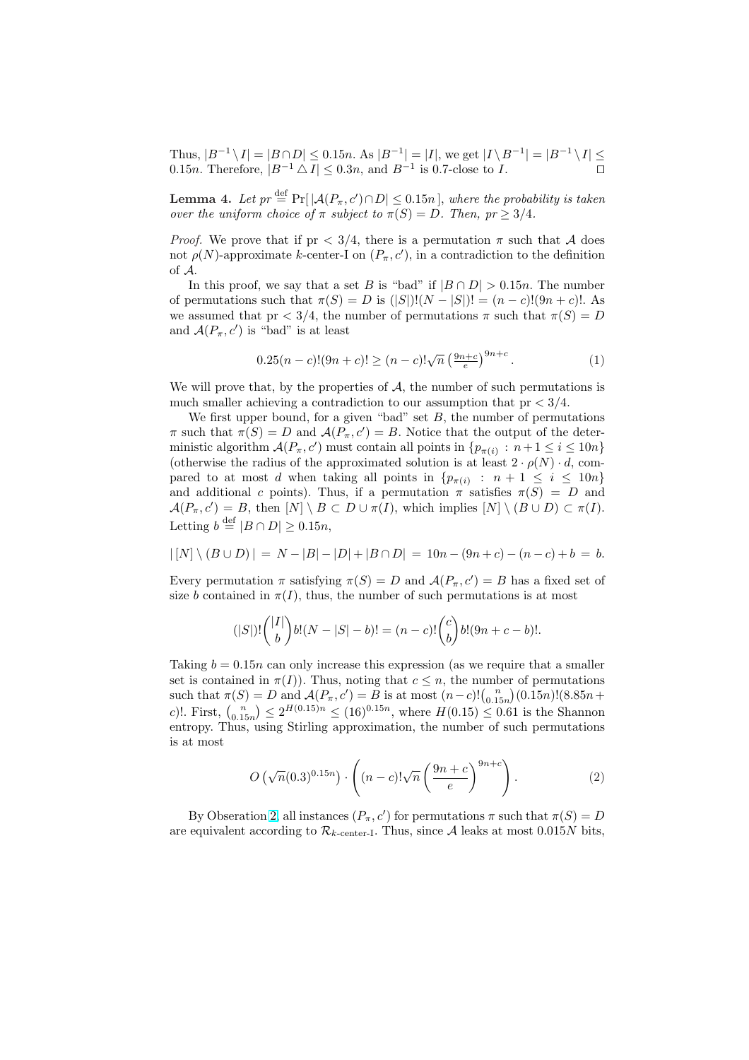Thus, $|B^{-1} \setminus I| = |B \cap D| \leq 0.15n$. As $|B^{-1}| = |I|$, we get $|I \setminus B^{-1}| = |B^{-1} \setminus I| \leq 0.15n$. Therefore, $|B^{-1} \triangle I| \leq 0.3n$, and $B^{-1}$ is 0.7-close to $I$. $\square$

**Lemma 4.** *Let* $pr \stackrel{\text{def}}{=} \Pr[\,|\mathcal{A}(P_\pi, c') \cap D| \leq 0.15n\,]$*, where the probability is taken over the uniform choice of* $\pi$ *subject to* $\pi(S) = D$*. Then,* $pr \geq 3/4$*.*

*Proof.* We prove that if $\text{pr} < 3/4$, there is a permutation $\pi$ such that $\mathcal{A}$ does not $\rho(N)$-approximate $k$-center-I on $(P_\pi, c')$, in a contradiction to the definition of $\mathcal{A}$.

In this proof, we say that a set $B$ is "bad" if $|B \cap D| > 0.15n$. The number of permutations such that $\pi(S) = D$ is $(|S|)!(N - |S|)! = (n-c)!(9n+c)!$. As we assumed that $\text{pr} < 3/4$, the number of permutations $\pi$ such that $\pi(S) = D$ and $\mathcal{A}(P_\pi, c')$ is "bad" is at least

$$0.25(n-c)!(9n+c)! \geq (n-c)!\sqrt{n}\left(\tfrac{9n+c}{e}\right)^{9n+c}. \tag{1}$$

We will prove that, by the properties of $\mathcal{A}$, the number of such permutations is much smaller achieving a contradiction to our assumption that $\text{pr} < 3/4$.

We first upper bound, for a given "bad" set $B$, the number of permutations $\pi$ such that $\pi(S) = D$ and $\mathcal{A}(P_\pi, c') = B$. Notice that the output of the deterministic algorithm $\mathcal{A}(P_\pi, c')$ must contain all points in $\{p_{\pi(i)} : n+1 \leq i \leq 10n\}$ (otherwise the radius of the approximated solution is at least $2 \cdot \rho(N) \cdot d$, compared to at most $d$ when taking all points in $\{p_{\pi(i)} : n+1 \leq i \leq 10n\}$ and additional $c$ points). Thus, if a permutation $\pi$ satisfies $\pi(S) = D$ and $\mathcal{A}(P_\pi, c') = B$, then $[N] \setminus B \subset D \cup \pi(I)$, which implies $[N] \setminus (B \cup D) \subset \pi(I)$. Letting $b \stackrel{\text{def}}{=} |B \cap D| \geq 0.15n$,

$$|\,[N] \setminus (B \cup D)\,| \;=\; N - |B| - |D| + |B \cap D| \;=\; 10n - (9n+c) - (n-c) + b \;=\; b.$$

Every permutation $\pi$ satisfying $\pi(S) = D$ and $\mathcal{A}(P_\pi, c') = B$ has a fixed set of size $b$ contained in $\pi(I)$, thus, the number of such permutations is at most

$$(|S|)!\binom{|I|}{b} b!(N - |S| - b)! = (n-c)!\binom{c}{b} b!(9n+c-b)!.$$

Taking $b = 0.15n$ can only increase this expression (as we require that a smaller set is contained in $\pi(I)$). Thus, noting that $c \leq n$, the number of permutations such that $\pi(S) = D$ and $\mathcal{A}(P_\pi, c') = B$ is at most $(n-c)!\binom{n}{0.15n}(0.15n)!(8.85n + c)!$. First, $\binom{n}{0.15n} \leq 2^{H(0.15)n} \leq (16)^{0.15n}$, where $H(0.15) \leq 0.61$ is the Shannon entropy. Thus, using Stirling approximation, the number of such permutations is at most

$$O\left(\sqrt{n}(0.3)^{0.15n}\right) \cdot \left((n-c)!\sqrt{n}\left(\frac{9n+c}{e}\right)^{9n+c}\right). \tag{2}$$

By Observation 2, all instances $(P_\pi, c')$ for permutations $\pi$ such that $\pi(S) = D$ are equivalent according to $\mathcal{R}_{k\text{-center-I}}$. Thus, since $\mathcal{A}$ leaks at most $0.015N$ bits,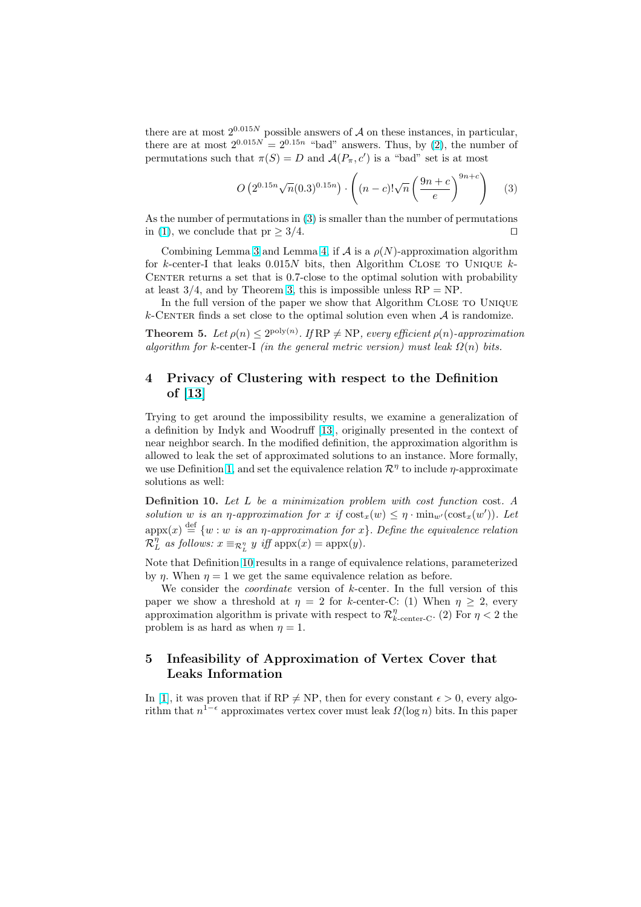there are at most $2^{0.015N}$ possible answers of $\mathcal{A}$ on these instances, in particular, there are at most $2^{0.015N} = 2^{0.15n}$ "bad" answers. Thus, by (2), the number of permutations such that $\pi(S) = D$ and $\mathcal{A}(P_\pi, c')$ is a "bad" set is at most

$$O\left(2^{0.15n}\sqrt{n}(0.3)^{0.15n}\right) \cdot \left((n-c)!\sqrt{n}\left(\frac{9n+c}{e}\right)^{9n+c}\right) \quad (3)$$

As the number of permutations in (3) is smaller than the number of permutations in (1), we conclude that $\mathrm{pr} \geq 3/4$. □

Combining Lemma 3 and Lemma 4, if $\mathcal{A}$ is a $\rho(N)$-approximation algorithm for $k$-center-I that leaks $0.015N$ bits, then Algorithm Close to Unique $k$-Center returns a set that is 0.7-close to the optimal solution with probability at least $3/4$, and by Theorem 3, this is impossible unless $\mathrm{RP} = \mathrm{NP}$.

In the full version of the paper we show that Algorithm Close to Unique $k$-Center finds a set close to the optimal solution even when $\mathcal{A}$ is randomize.

**Theorem 5.** *Let $\rho(n) \leq 2^{\mathrm{poly}(n)}$. If $\mathrm{RP} \neq \mathrm{NP}$, every efficient $\rho(n)$-approximation algorithm for $k$-center-I (in the general metric version) must leak $\Omega(n)$ bits.*

## 4 Privacy of Clustering with respect to the Definition of [13]

Trying to get around the impossibility results, we examine a generalization of a definition by Indyk and Woodruff [13], originally presented in the context of near neighbor search. In the modified definition, the approximation algorithm is allowed to leak the set of approximated solutions to an instance. More formally, we use Definition 1, and set the equivalence relation $\mathcal{R}^\eta$ to include $\eta$-approximate solutions as well:

**Definition 10.** *Let $L$ be a minimization problem with cost function* cost. *A solution $w$ is an $\eta$-approximation for $x$ if $\mathrm{cost}_x(w) \leq \eta \cdot \min_{w'}(\mathrm{cost}_x(w'))$. Let $\mathrm{appx}(x) \stackrel{\mathrm{def}}{=} \{w : w \text{ is an } \eta\text{-approximation for } x\}$. Define the equivalence relation $\mathcal{R}_L^\eta$ as follows: $x \equiv_{\mathcal{R}_L^\eta} y$ iff $\mathrm{appx}(x) = \mathrm{appx}(y)$.*

Note that Definition 10 results in a range of equivalence relations, parameterized by $\eta$. When $\eta = 1$ we get the same equivalence relation as before.

We consider the *coordinate* version of $k$-center. In the full version of this paper we show a threshold at $\eta = 2$ for $k$-center-C: (1) When $\eta \geq 2$, every approximation algorithm is private with respect to $\mathcal{R}^\eta_{k\text{-center-C}}$. (2) For $\eta < 2$ the problem is as hard as when $\eta = 1$.

## 5 Infeasibility of Approximation of Vertex Cover that Leaks Information

In [1], it was proven that if $\mathrm{RP} \neq \mathrm{NP}$, then for every constant $\epsilon > 0$, every algorithm that $n^{1-\epsilon}$ approximates vertex cover must leak $\Omega(\log n)$ bits. In this paper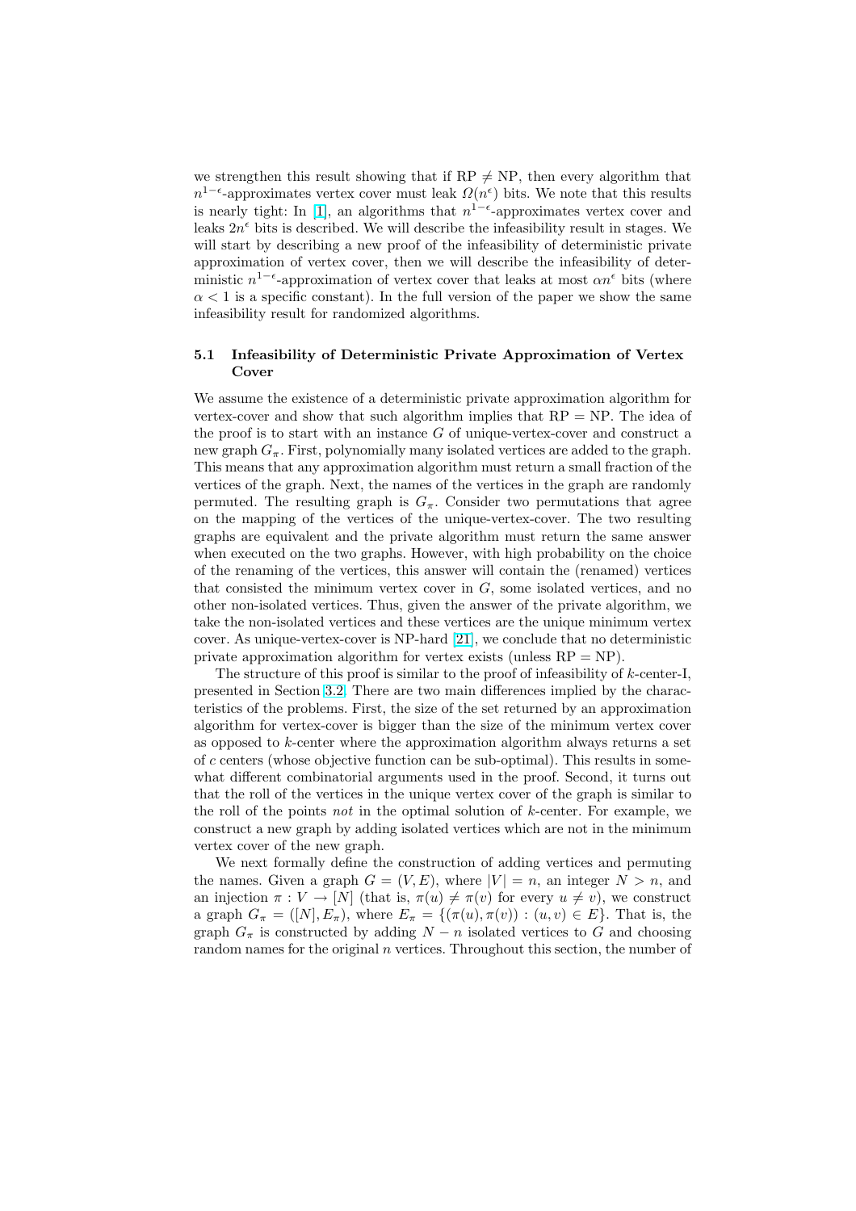we strengthen this result showing that if RP $\neq$ NP, then every algorithm that $n^{1-\epsilon}$-approximates vertex cover must leak $\Omega(n^{\epsilon})$ bits. We note that this results is nearly tight: In [1], an algorithms that $n^{1-\epsilon}$-approximates vertex cover and leaks $2n^{\epsilon}$ bits is described. We will describe the infeasibility result in stages. We will start by describing a new proof of the infeasibility of deterministic private approximation of vertex cover, then we will describe the infeasibility of deterministic $n^{1-\epsilon}$-approximation of vertex cover that leaks at most $\alpha n^{\epsilon}$ bits (where $\alpha < 1$ is a specific constant). In the full version of the paper we show the same infeasibility result for randomized algorithms.

### 5.1 Infeasibility of Deterministic Private Approximation of Vertex Cover

We assume the existence of a deterministic private approximation algorithm for vertex-cover and show that such algorithm implies that RP = NP. The idea of the proof is to start with an instance $G$ of unique-vertex-cover and construct a new graph $G_\pi$. First, polynomially many isolated vertices are added to the graph. This means that any approximation algorithm must return a small fraction of the vertices of the graph. Next, the names of the vertices in the graph are randomly permuted. The resulting graph is $G_\pi$. Consider two permutations that agree on the mapping of the vertices of the unique-vertex-cover. The two resulting graphs are equivalent and the private algorithm must return the same answer when executed on the two graphs. However, with high probability on the choice of the renaming of the vertices, this answer will contain the (renamed) vertices that consisted the minimum vertex cover in $G$, some isolated vertices, and no other non-isolated vertices. Thus, given the answer of the private algorithm, we take the non-isolated vertices and these vertices are the unique minimum vertex cover. As unique-vertex-cover is NP-hard [21], we conclude that no deterministic private approximation algorithm for vertex exists (unless RP = NP).

The structure of this proof is similar to the proof of infeasibility of $k$-center-I, presented in Section 3.2. There are two main differences implied by the characteristics of the problems. First, the size of the set returned by an approximation algorithm for vertex-cover is bigger than the size of the minimum vertex cover as opposed to $k$-center where the approximation algorithm always returns a set of $c$ centers (whose objective function can be sub-optimal). This results in somewhat different combinatorial arguments used in the proof. Second, it turns out that the roll of the vertices in the unique vertex cover of the graph is similar to the roll of the points *not* in the optimal solution of $k$-center. For example, we construct a new graph by adding isolated vertices which are not in the minimum vertex cover of the new graph.

We next formally define the construction of adding vertices and permuting the names. Given a graph $G = (V, E)$, where $|V| = n$, an integer $N > n$, and an injection $\pi : V \to [N]$ (that is, $\pi(u) \neq \pi(v)$ for every $u \neq v$), we construct a graph $G_\pi = ([N], E_\pi)$, where $E_\pi = \{(\pi(u), \pi(v)) : (u, v) \in E\}$. That is, the graph $G_\pi$ is constructed by adding $N - n$ isolated vertices to $G$ and choosing random names for the original $n$ vertices. Throughout this section, the number of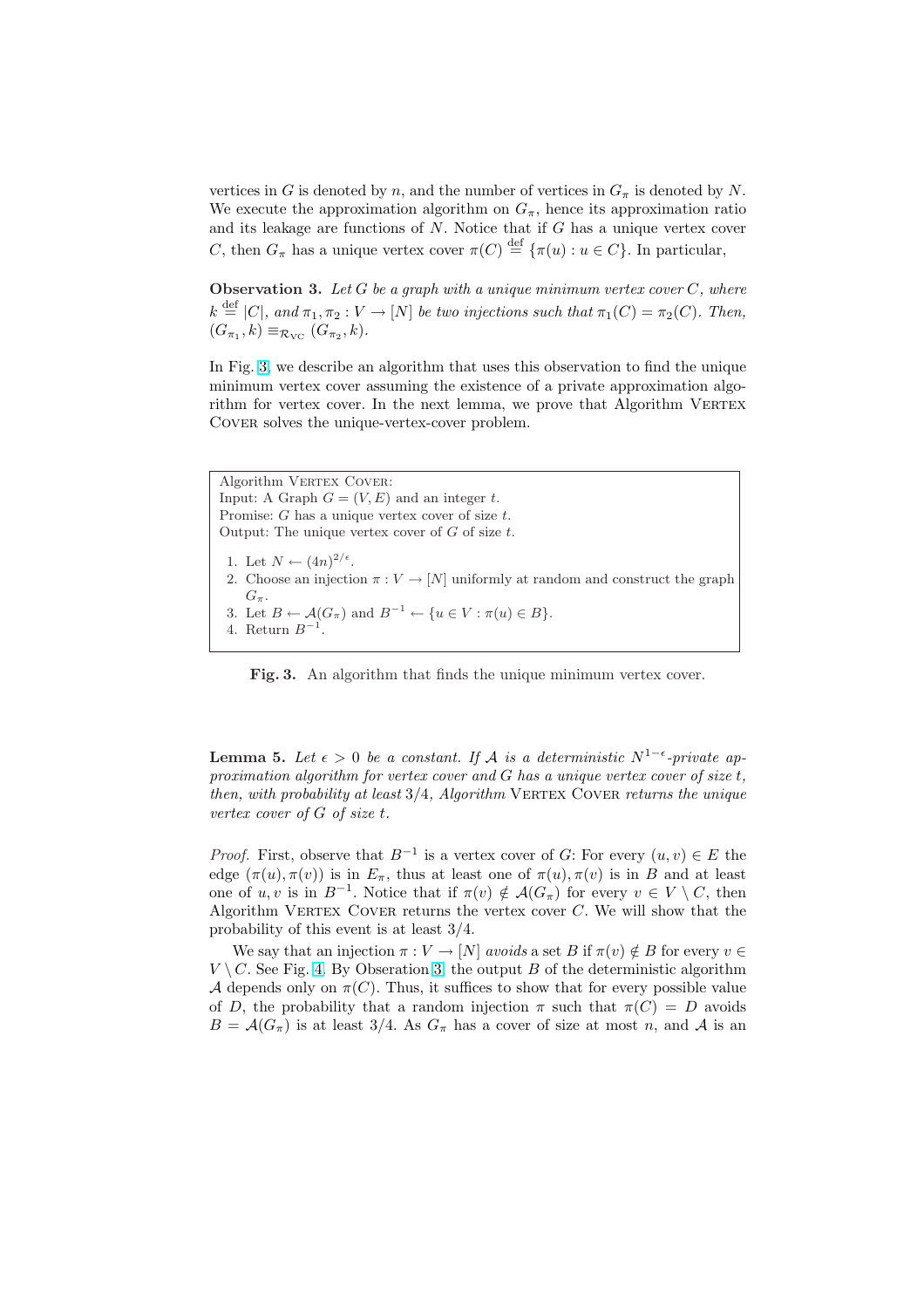vertices in $G$ is denoted by $n$, and the number of vertices in $G_\pi$ is denoted by $N$. We execute the approximation algorithm on $G_\pi$, hence its approximation ratio and its leakage are functions of $N$. Notice that if $G$ has a unique vertex cover $C$, then $G_\pi$ has a unique vertex cover $\pi(C) \stackrel{\text{def}}{=} \{\pi(u) : u \in C\}$. In particular,

**Observation 3.** *Let $G$ be a graph with a unique minimum vertex cover $C$, where $k \stackrel{\text{def}}{=} |C|$, and $\pi_1, \pi_2 : V \to [N]$ be two injections such that $\pi_1(C) = \pi_2(C)$. Then, $(G_{\pi_1}, k) \equiv_{\mathcal{R}_{\text{VC}}} (G_{\pi_2}, k)$.*

In Fig. 3, we describe an algorithm that uses this observation to find the unique minimum vertex cover assuming the existence of a private approximation algorithm for vertex cover. In the next lemma, we prove that Algorithm Vertex Cover solves the unique-vertex-cover problem.

> Algorithm Vertex Cover:
> Input: A Graph $G = (V, E)$ and an integer $t$.
> Promise: $G$ has a unique vertex cover of size $t$.
> Output: The unique vertex cover of $G$ of size $t$.
>
> 1. Let $N \leftarrow (4n)^{2/\epsilon}$.
> 2. Choose an injection $\pi : V \to [N]$ uniformly at random and construct the graph $G_\pi$.
> 3. Let $B \leftarrow \mathcal{A}(G_\pi)$ and $B^{-1} \leftarrow \{u \in V : \pi(u) \in B\}$.
> 4. Return $B^{-1}$.

**Fig. 3.** An algorithm that finds the unique minimum vertex cover.

**Lemma 5.** *Let $\epsilon > 0$ be a constant. If $\mathcal{A}$ is a deterministic $N^{1-\epsilon}$-private approximation algorithm for vertex cover and $G$ has a unique vertex cover of size $t$, then, with probability at least $3/4$, Algorithm* Vertex Cover *returns the unique vertex cover of $G$ of size $t$.*

*Proof.* First, observe that $B^{-1}$ is a vertex cover of $G$: For every $(u, v) \in E$ the edge $(\pi(u), \pi(v))$ is in $E_\pi$, thus at least one of $\pi(u), \pi(v)$ is in $B$ and at least one of $u, v$ is in $B^{-1}$. Notice that if $\pi(v) \notin \mathcal{A}(G_\pi)$ for every $v \in V \setminus C$, then Algorithm Vertex Cover returns the vertex cover $C$. We will show that the probability of this event is at least $3/4$.

We say that an injection $\pi : V \to [N]$ *avoids* a set $B$ if $\pi(v) \notin B$ for every $v \in V \setminus C$. See Fig. 4. By Observation 3, the output $B$ of the deterministic algorithm $\mathcal{A}$ depends only on $\pi(C)$. Thus, it suffices to show that for every possible value of $D$, the probability that a random injection $\pi$ such that $\pi(C) = D$ avoids $B = \mathcal{A}(G_\pi)$ is at least $3/4$. As $G_\pi$ has a cover of size at most $n$, and $\mathcal{A}$ is an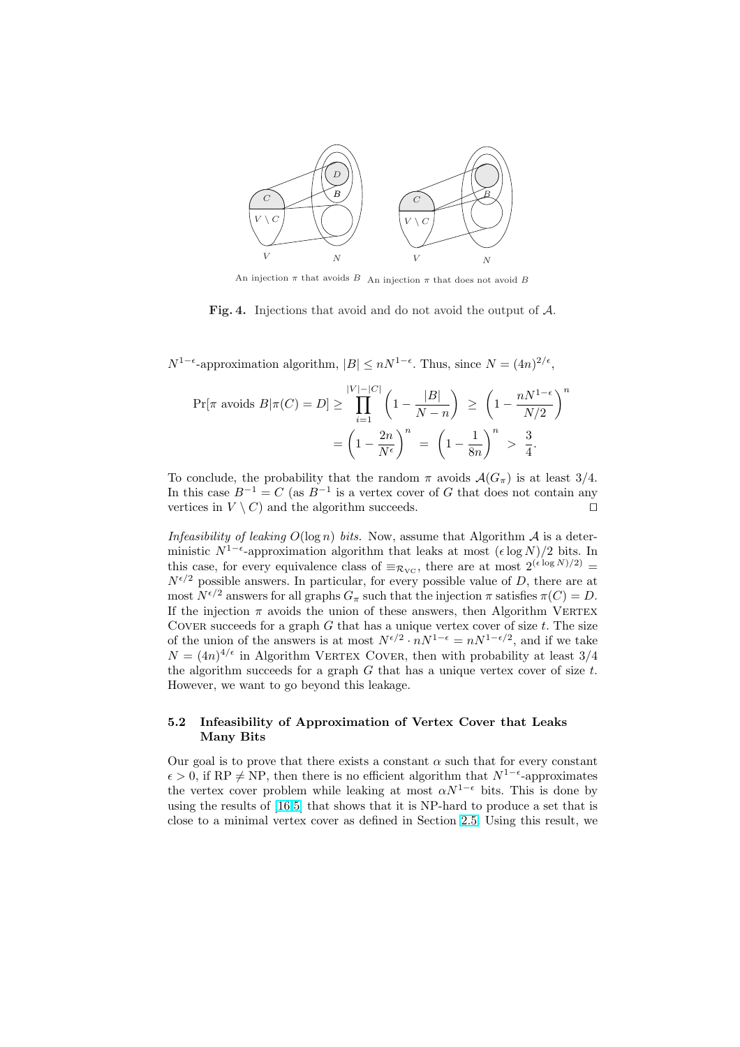An injection $\pi$ that avoids $B$ An injection $\pi$ that does not avoid $B$

**Fig. 4.** Injections that avoid and do not avoid the output of $\mathcal{A}$.

$N^{1-\epsilon}$-approximation algorithm, $|B| \leq nN^{1-\epsilon}$. Thus, since $N = (4n)^{2/\epsilon}$,

$$\Pr[\pi \text{ avoids } B | \pi(C) = D] \geq \prod_{i=1}^{|V|-|C|} \left(1 - \frac{|B|}{N-n}\right) \geq \left(1 - \frac{nN^{1-\epsilon}}{N/2}\right)^n$$
$$= \left(1 - \frac{2n}{N^\epsilon}\right)^n = \left(1 - \frac{1}{8n}\right)^n > \frac{3}{4}.$$

To conclude, the probability that the random $\pi$ avoids $\mathcal{A}(G_\pi)$ is at least 3/4. In this case $B^{-1} = C$ (as $B^{-1}$ is a vertex cover of $G$ that does not contain any vertices in $V \setminus C$) and the algorithm succeeds. □

*Infeasibility of leaking $O(\log n)$ bits.* Now, assume that Algorithm $\mathcal{A}$ is a deterministic $N^{1-\epsilon}$-approximation algorithm that leaks at most $(\epsilon \log N)/2$ bits. In this case, for every equivalence class of $\equiv_{\mathcal{R}_{\text{VC}}}$, there are at most $2^{(\epsilon \log N)/2)} = N^{\epsilon/2}$ possible answers. In particular, for every possible value of $D$, there are at most $N^{\epsilon/2}$ answers for all graphs $G_\pi$ such that the injection $\pi$ satisfies $\pi(C) = D$. If the injection $\pi$ avoids the union of these answers, then Algorithm Vertex Cover succeeds for a graph $G$ that has a unique vertex cover of size $t$. The size of the union of the answers is at most $N^{\epsilon/2} \cdot nN^{1-\epsilon} = nN^{1-\epsilon/2}$, and if we take $N = (4n)^{4/\epsilon}$ in Algorithm Vertex Cover, then with probability at least 3/4 the algorithm succeeds for a graph $G$ that has a unique vertex cover of size $t$. However, we want to go beyond this leakage.

### 5.2 Infeasibility of Approximation of Vertex Cover that Leaks Many Bits

Our goal is to prove that there exists a constant $\alpha$ such that for every constant $\epsilon > 0$, if RP $\neq$ NP, then there is no efficient algorithm that $N^{1-\epsilon}$-approximates the vertex cover problem while leaking at most $\alpha N^{1-\epsilon}$ bits. This is done by using the results of [16,5] that shows that it is NP-hard to produce a set that is close to a minimal vertex cover as defined in Section 2.5. Using this result, we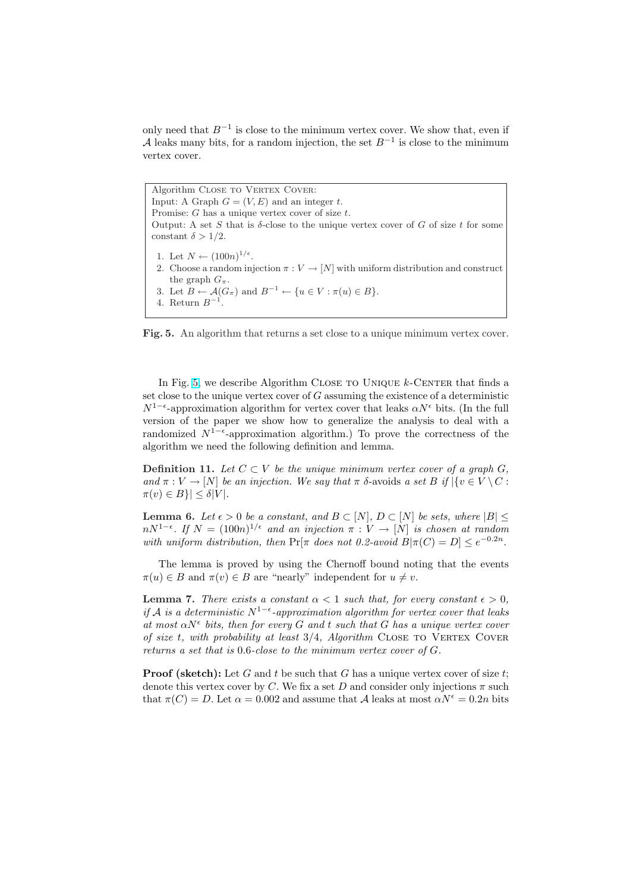only need that $B^{-1}$ is close to the minimum vertex cover. We show that, even if $\mathcal{A}$ leaks many bits, for a random injection, the set $B^{-1}$ is close to the minimum vertex cover.

```
Algorithm Close to Vertex Cover:
Input: A Graph G = (V, E) and an integer t.
Promise: G has a unique vertex cover of size t.
Output: A set S that is δ-close to the unique vertex cover of G of size t for some
constant δ > 1/2.

  1. Let N ← (100n)^{1/ε}.
  2. Choose a random injection π : V → [N] with uniform distribution and construct
     the graph G_π.
  3. Let B ← A(G_π) and B^{-1} ← {u ∈ V : π(u) ∈ B}.
  4. Return B^{-1}.
```

**Fig. 5.** An algorithm that returns a set close to a unique minimum vertex cover.

In Fig. 5, we describe Algorithm Close to Unique $k$-Center that finds a set close to the unique vertex cover of $G$ assuming the existence of a deterministic $N^{1-\epsilon}$-approximation algorithm for vertex cover that leaks $\alpha N^{\epsilon}$ bits. (In the full version of the paper we show how to generalize the analysis to deal with a randomized $N^{1-\epsilon}$-approximation algorithm.) To prove the correctness of the algorithm we need the following definition and lemma.

**Definition 11.** *Let $C \subset V$ be the unique minimum vertex cover of a graph $G$, and $\pi : V \to [N]$ be an injection. We say that $\pi$ $\delta$-avoids a set $B$ if $|\{v \in V \setminus C : \pi(v) \in B\}| \leq \delta|V|$.*

**Lemma 6.** *Let $\epsilon > 0$ be a constant, and $B \subset [N]$, $D \subset [N]$ be sets, where $|B| \leq nN^{1-\epsilon}$. If $N = (100n)^{1/\epsilon}$ and an injection $\pi : V \to [N]$ is chosen at random with uniform distribution, then $\Pr[\pi$ does not 0.2-avoid $B | \pi(C) = D] \leq e^{-0.2n}$.*

The lemma is proved by using the Chernoff bound noting that the events $\pi(u) \in B$ and $\pi(v) \in B$ are "nearly" independent for $u \neq v$.

**Lemma 7.** *There exists a constant $\alpha < 1$ such that, for every constant $\epsilon > 0$, if $\mathcal{A}$ is a deterministic $N^{1-\epsilon}$-approximation algorithm for vertex cover that leaks at most $\alpha N^{\epsilon}$ bits, then for every $G$ and $t$ such that $G$ has a unique vertex cover of size $t$, with probability at least $3/4$, Algorithm Close to Vertex Cover returns a set that is 0.6-close to the minimum vertex cover of $G$.*

**Proof (sketch):** Let $G$ and $t$ be such that $G$ has a unique vertex cover of size $t$; denote this vertex cover by $C$. We fix a set $D$ and consider only injections $\pi$ such that $\pi(C) = D$. Let $\alpha = 0.002$ and assume that $\mathcal{A}$ leaks at most $\alpha N^{\epsilon} = 0.2n$ bits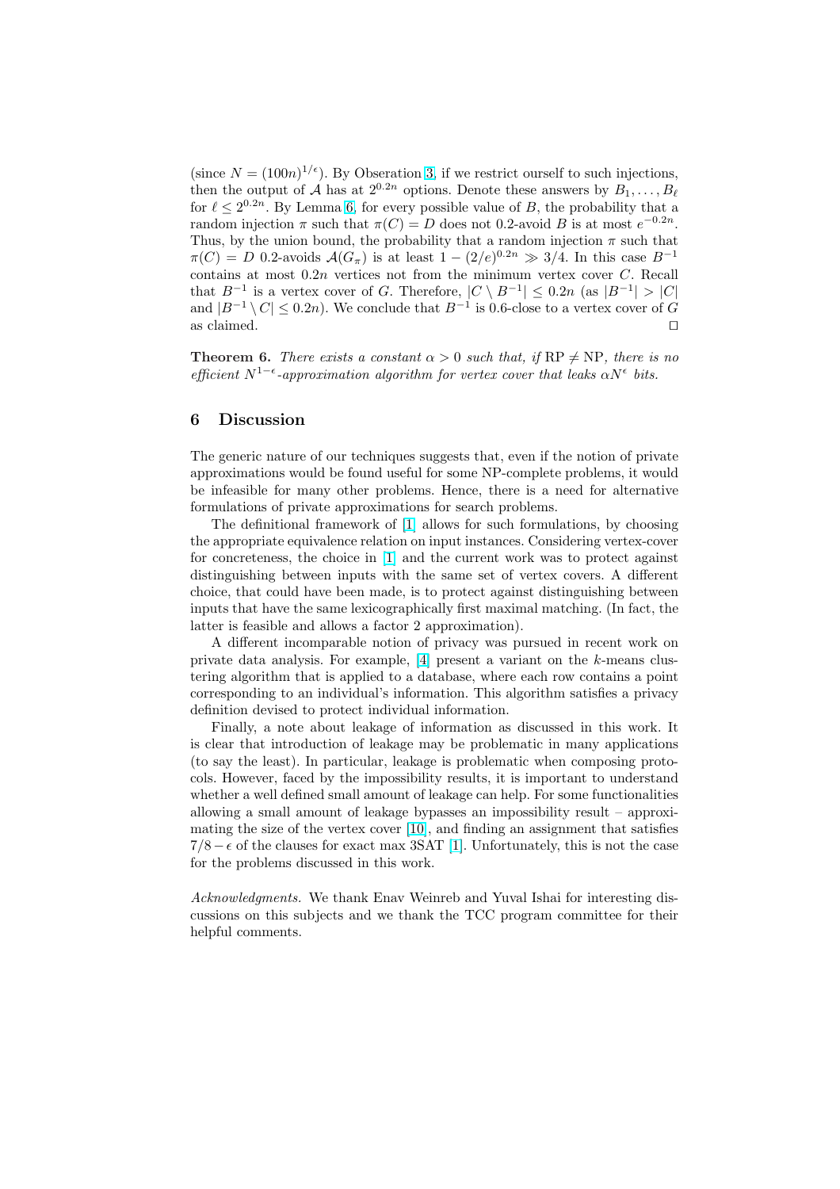(since $N = (100n)^{1/\epsilon}$). By Observation 3, if we restrict ourself to such injections, then the output of $\mathcal{A}$ has at $2^{0.2n}$ options. Denote these answers by $B_1, \ldots, B_\ell$ for $\ell \leq 2^{0.2n}$. By Lemma 6, for every possible value of $B$, the probability that a random injection $\pi$ such that $\pi(C) = D$ does not 0.2-avoid $B$ is at most $e^{-0.2n}$. Thus, by the union bound, the probability that a random injection $\pi$ such that $\pi(C) = D$ 0.2-avoids $\mathcal{A}(G_\pi)$ is at least $1 - (2/e)^{0.2n} \gg 3/4$. In this case $B^{-1}$ contains at most $0.2n$ vertices not from the minimum vertex cover $C$. Recall that $B^{-1}$ is a vertex cover of $G$. Therefore, $|C \setminus B^{-1}| \leq 0.2n$ (as $|B^{-1}| > |C|$ and $|B^{-1} \setminus C| \leq 0.2n$). We conclude that $B^{-1}$ is 0.6-close to a vertex cover of $G$ as claimed. $\square$

**Theorem 6.** *There exists a constant $\alpha > 0$ such that, if $\mathrm{RP} \neq \mathrm{NP}$, there is no efficient $N^{1-\epsilon}$-approximation algorithm for vertex cover that leaks $\alpha N^\epsilon$ bits.*

## 6 Discussion

The generic nature of our techniques suggests that, even if the notion of private approximations would be found useful for some NP-complete problems, it would be infeasible for many other problems. Hence, there is a need for alternative formulations of private approximations for search problems.

The definitional framework of [1] allows for such formulations, by choosing the appropriate equivalence relation on input instances. Considering vertex-cover for concreteness, the choice in [1] and the current work was to protect against distinguishing between inputs with the same set of vertex covers. A different choice, that could have been made, is to protect against distinguishing between inputs that have the same lexicographically first maximal matching. (In fact, the latter is feasible and allows a factor 2 approximation).

A different incomparable notion of privacy was pursued in recent work on private data analysis. For example, [4] present a variant on the $k$-means clustering algorithm that is applied to a database, where each row contains a point corresponding to an individual's information. This algorithm satisfies a privacy definition devised to protect individual information.

Finally, a note about leakage of information as discussed in this work. It is clear that introduction of leakage may be problematic in many applications (to say the least). In particular, leakage is problematic when composing protocols. However, faced by the impossibility results, it is important to understand whether a well defined small amount of leakage can help. For some functionalities allowing a small amount of leakage bypasses an impossibility result – approximating the size of the vertex cover [10], and finding an assignment that satisfies $7/8 - \epsilon$ of the clauses for exact max 3SAT [1]. Unfortunately, this is not the case for the problems discussed in this work.

*Acknowledgments.* We thank Enav Weinreb and Yuval Ishai for interesting discussions on this subjects and we thank the TCC program committee for their helpful comments.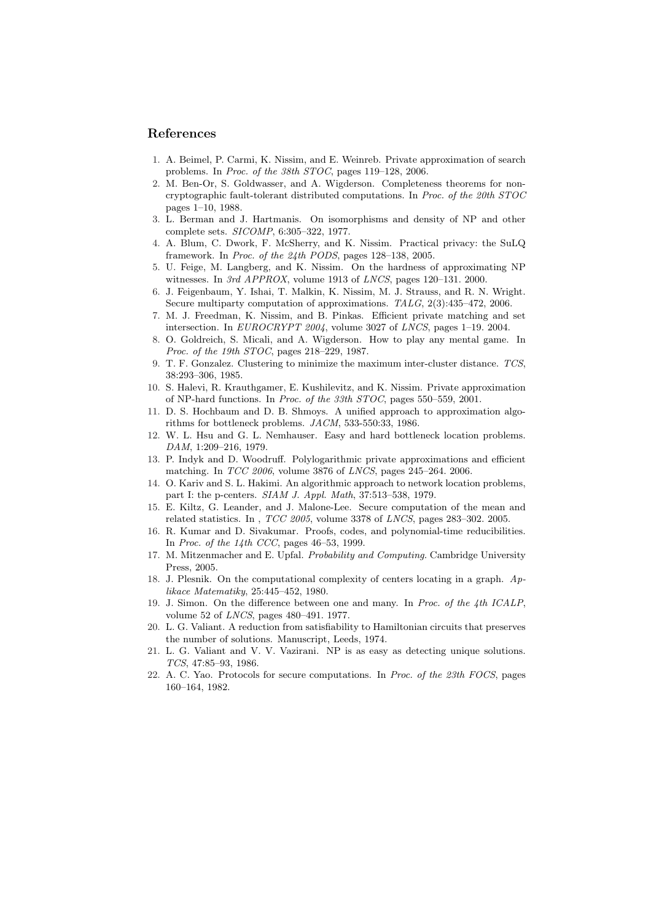## References

1. A. Beimel, P. Carmi, K. Nissim, and E. Weinreb. Private approximation of search problems. In *Proc. of the 38th STOC*, pages 119–128, 2006.
2. M. Ben-Or, S. Goldwasser, and A. Wigderson. Completeness theorems for non-cryptographic fault-tolerant distributed computations. In *Proc. of the 20th STOC* pages 1–10, 1988.
3. L. Berman and J. Hartmanis. On isomorphisms and density of NP and other complete sets. *SICOMP*, 6:305–322, 1977.
4. A. Blum, C. Dwork, F. McSherry, and K. Nissim. Practical privacy: the SuLQ framework. In *Proc. of the 24th PODS*, pages 128–138, 2005.
5. U. Feige, M. Langberg, and K. Nissim. On the hardness of approximating NP witnesses. In *3rd APPROX*, volume 1913 of *LNCS*, pages 120–131. 2000.
6. J. Feigenbaum, Y. Ishai, T. Malkin, K. Nissim, M. J. Strauss, and R. N. Wright. Secure multiparty computation of approximations. *TALG*, 2(3):435–472, 2006.
7. M. J. Freedman, K. Nissim, and B. Pinkas. Efficient private matching and set intersection. In *EUROCRYPT 2004*, volume 3027 of *LNCS*, pages 1–19. 2004.
8. O. Goldreich, S. Micali, and A. Wigderson. How to play any mental game. In *Proc. of the 19th STOC*, pages 218–229, 1987.
9. T. F. Gonzalez. Clustering to minimize the maximum inter-cluster distance. *TCS*, 38:293–306, 1985.
10. S. Halevi, R. Krauthgamer, E. Kushilevitz, and K. Nissim. Private approximation of NP-hard functions. In *Proc. of the 33th STOC*, pages 550–559, 2001.
11. D. S. Hochbaum and D. B. Shmoys. A unified approach to approximation algorithms for bottleneck problems. *JACM*, 533-550:33, 1986.
12. W. L. Hsu and G. L. Nemhauser. Easy and hard bottleneck location problems. *DAM*, 1:209–216, 1979.
13. P. Indyk and D. Woodruff. Polylogarithmic private approximations and efficient matching. In *TCC 2006*, volume 3876 of *LNCS*, pages 245–264. 2006.
14. O. Kariv and S. L. Hakimi. An algorithmic approach to network location problems, part I: the p-centers. *SIAM J. Appl. Math*, 37:513–538, 1979.
15. E. Kiltz, G. Leander, and J. Malone-Lee. Secure computation of the mean and related statistics. In , *TCC 2005*, volume 3378 of *LNCS*, pages 283–302. 2005.
16. R. Kumar and D. Sivakumar. Proofs, codes, and polynomial-time reducibilities. In *Proc. of the 14th CCC*, pages 46–53, 1999.
17. M. Mitzenmacher and E. Upfal. *Probability and Computing*. Cambridge University Press, 2005.
18. J. Plesnik. On the computational complexity of centers locating in a graph. *Aplikace Matematiky*, 25:445–452, 1980.
19. J. Simon. On the difference between one and many. In *Proc. of the 4th ICALP*, volume 52 of *LNCS*, pages 480–491. 1977.
20. L. G. Valiant. A reduction from satisfiability to Hamiltonian circuits that preserves the number of solutions. Manuscript, Leeds, 1974.
21. L. G. Valiant and V. V. Vazirani. NP is as easy as detecting unique solutions. *TCS*, 47:85–93, 1986.
22. A. C. Yao. Protocols for secure computations. In *Proc. of the 23th FOCS*, pages 160–164, 1982.